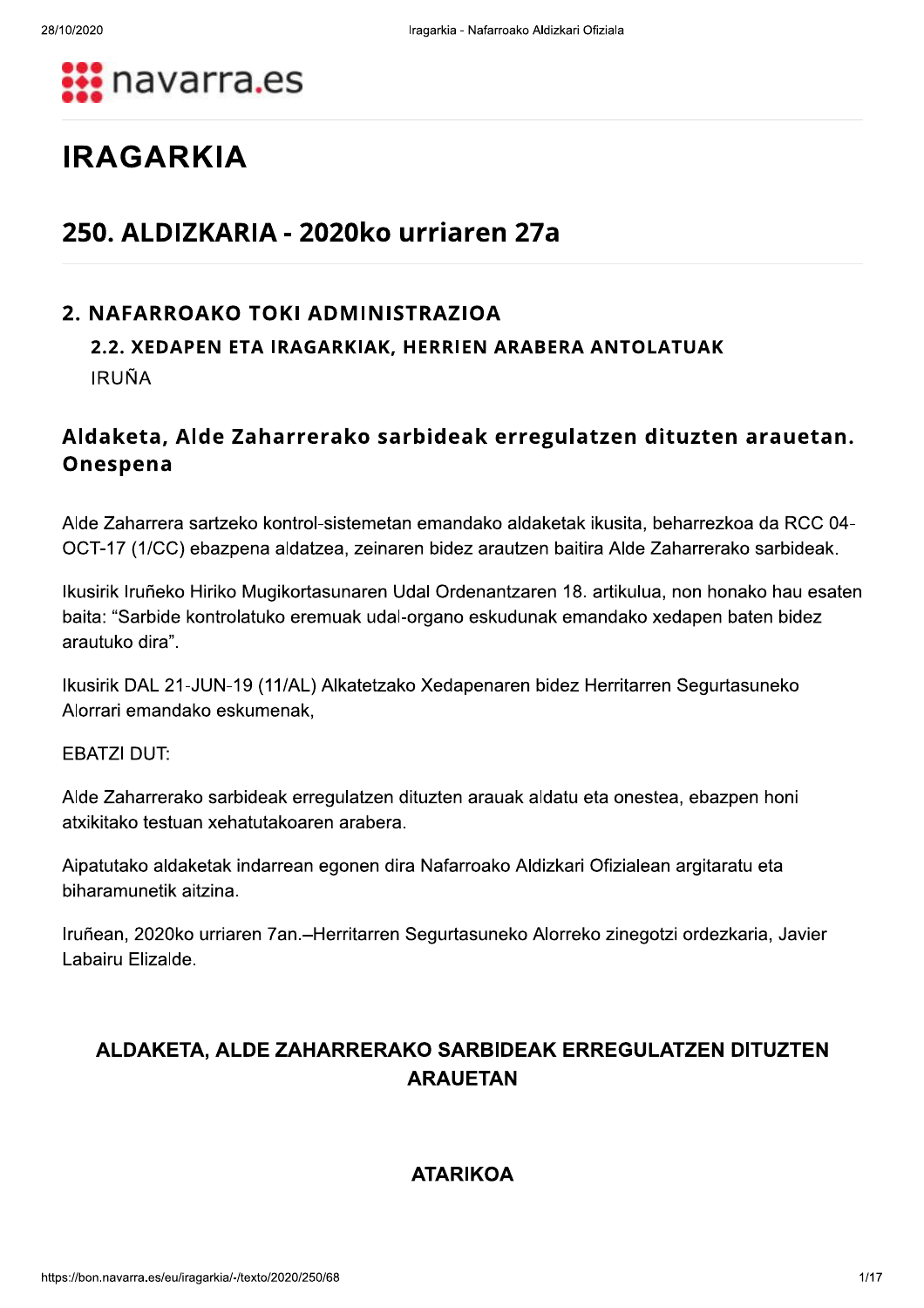# IRAGARKIA

## 250. ALDIZKARIA - 2020ko urriaren 27a

### 2. NAFARROAKO TOKI ADMINISTRAZIOA

#### 2.2. XEDAPEN ETA IRAGARKIAK, HERRIEN ARABERA ANTOLATUAK

IRUÑA

### Aldaketa, Alde Zaharrerako sarbideak erregulatzen dituzten arauetan. Onespena

Alde Zaharrera sartzeko kontrol-sistemetan emandako aldaketak ikusita, beharrezkoa da RCC 04-OCT-17 (1/CC) ebazpena aldatzea, zeinaren bidez arautzen baitira Alde Zaharrerako sarbideak.

Ikusirik Iruñeko Hiriko Mugikortasunaren Udal Ordenantzaren 18. artikulua, non honako hau esaten baita: "Sarbide kontrolatuko eremuak udal-organo eskudunak emandako xedapen baten bidez arautuko dira".

Ikusirik DAL 21-JUN-19 (11/AL) Alkatetzako Xedapenaren bidez Herritarren Segurtasuneko Alorrari emandako eskumenak,

EBATZI DUT:

Alde Zaharrerako sarbideak erregulatzen dituzten arauak aldatu eta onestea, ebazpen honi atxikitako testuan xehatutakoaren arabera.

Aipatutako aldaketak indarrean egonen dira Nafarroako Aldizkari Ofizialean argitaratu eta biharamunetik aitzina.

Iruñean, 2020ko urriaren 7an.–Herritarren Segurtasuneko Alorreko zinegotzi ordezkaria, Javier Labairu Elizalde.

## ALDAKETA, ALDE ZAHARRERAKO SARBIDEAK ERREGULATZEN DITUZTEN ARAUETAN

### ATARIKOA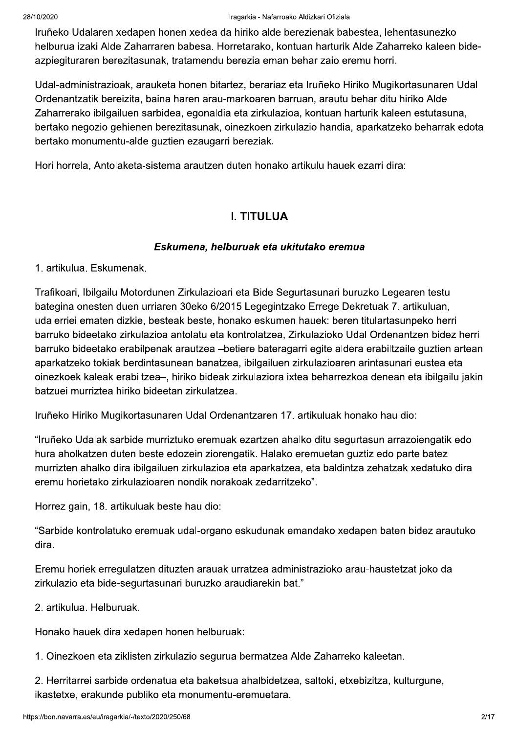Iruñeko Udalaren xedapen honen xedea da hiriko alde berezienak babestea, lehentasunezko helburua izaki Alde Zaharraren babesa. Horretarako, kontuan harturik Alde Zaharreko kaleen bide-azpiegituraren berezitasunak, tratamendu berezia eman behar zaio eremu horri.

Udal-administrazioak, arauketa honen bitartez, berariaz eta Iruñeko Hiriko Mugikortasunaren Udal Ordenantzatik bereizita, baina haren arau-markoaren barruan, arautu behar ditu hiriko Alde Zaharrerako ibilgailuen sarbidea, egonaldia eta zirkulazioa, kontuan harturik kaleen estutasuna, bertako negozio gehienen berezitasunak, oinezkoen zirkulazio handia, aparkatzeko beharrak edota bertako monumentu-alde guztien ezaugarri bereziak.

Hori horrela, Antolaketa-sistema arautzen duten honako artikulu hauek ezarri dira:

## I. TITULUA

### *Eskumena, helburuak eta ukitutako eremua*

1. artikulua. Eskumenak.

Trafikoari, Ibilgailu Motordunen Zirkulazioari eta Bide Segurtasunari buruzko Legearen testu bategina onesten duen urriaren 30eko 6/2015 Legegintzako Errege Dekretuak 7. artikuluan, udalerriei ematen dizkie, besteak beste, honako eskumen hauek: beren titulartasunpeko herri barruko bideetako zirkulazioa antolatu eta kontrolatzea, Zirkulazioko Udal Ordenantzen bidez herri barruko bideetako erabilpenak arautzea –betiere bateragarri egite aldera erabiltzaile guztien artean aparkatzeko tokiak berdintasunean banatzea, ibilgailuen zirkulazioaren arintasunari eustea eta oinezkoek kaleak erabiltzea–, hiriko bideak zirkulaziora ixtea beharrezkoa denean eta ibilgailu jakin batzuei murriztea hiriko bideetan zirkulatzea.

Iruñeko Hiriko Mugikortasunaren Udal Ordenantzaren 17. artikuluak honako hau dio:

"Iruñeko Udalak sarbide murriztuko eremuak ezartzen ahalko ditu segurtasun arrazoiengatik edo hura aholkatzen duten beste edozein ziorengatik. Halako eremuetan guztiz edo parte batez murrizten ahalko dira ibilgailuen zirkulazioa eta aparkatzea, eta baldintza zehatzak xedatuko dira eremu horietako zirkulazioaren nondik norakoak zedarritzeko".

Horrez gain, 18. artikuluak beste hau dio:

"Sarbide kontrolatuko eremuak udal-organo eskudunak emandako xedapen baten bidez arautuko dira.

Eremu horiek erregulatzen dituzten arauak urratzea administrazioko arau-haustetzat joko da zirkulazio eta bide-segurtasunari buruzko araudiarekin bat."

2. artikulua. Helburuak.

Honako hauek dira xedapen honen helburuak:

1. Oinezkoen eta ziklisten zirkulazio segurua bermatzea Alde Zaharreko kaleetan.

2. Herritarrei sarbide ordenatua eta baketsua ahalbidetzea, saltoki, etxebizitza, kulturgune, ikastetxe, erakunde publiko eta monumentu-eremuetara.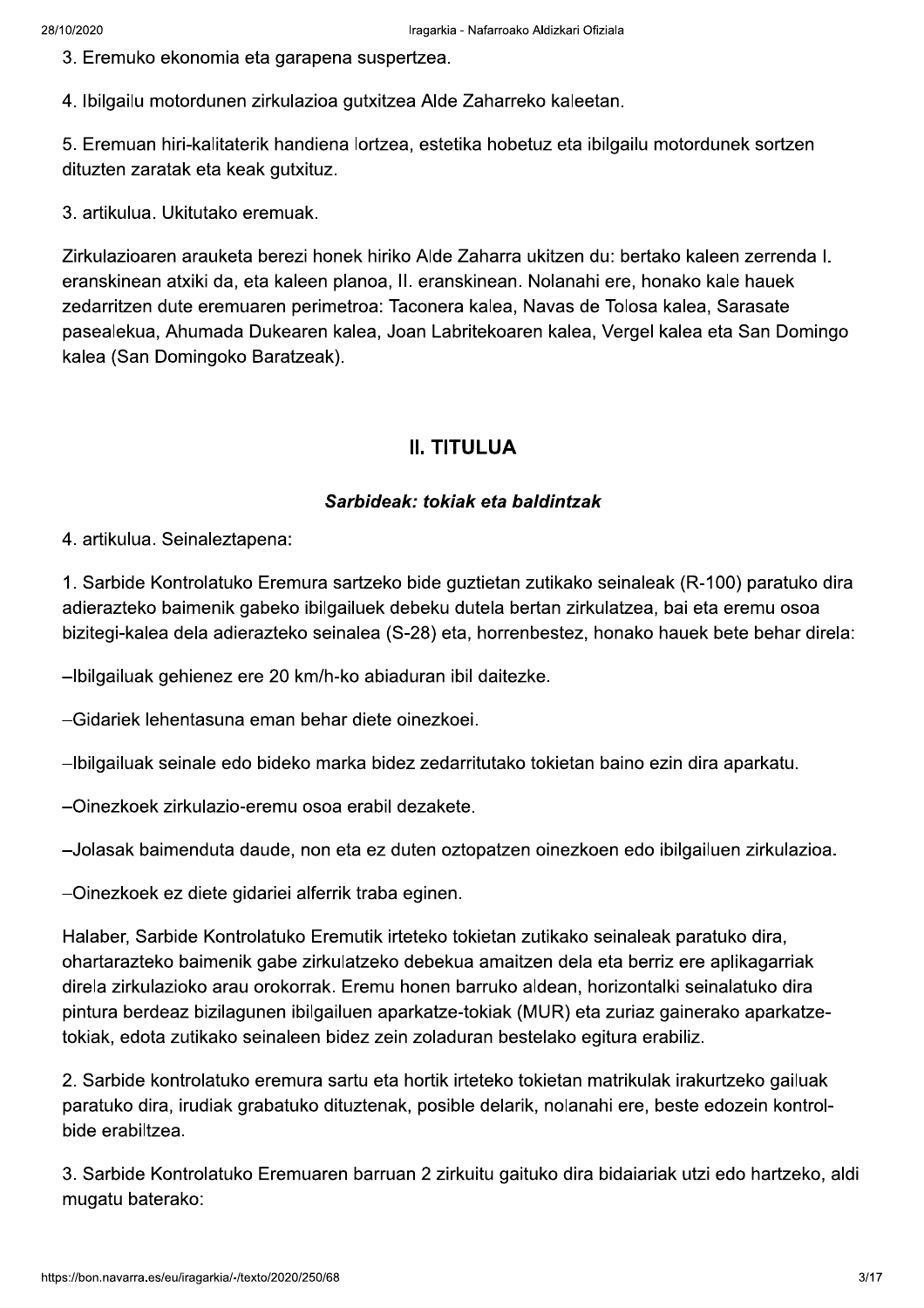3. Eremuko ekonomia eta garapena suspertzea.

4. Ibilgailu motordunen zirkulazioa gutxitzea Alde Zaharreko kaleetan.

5. Eremuan hiri-kalitaterik handiena lortzea, estetika hobetuz eta ibilgailu motordunek sortzen dituzten zaratak eta keak gutxituz.

3. artikulua. Ukitutako eremuak.

Zirkulazioaren arauketa berezi honek hiriko Alde Zaharra ukitzen du: bertako kaleen zerrenda I. eranskinean atxiki da, eta kaleen planoa, II. eranskinean. Nolanahi ere, honako kale hauek zedarritzen dute eremuaren perimetroa: Taconera kalea, Navas de Tolosa kalea, Sarasate pasealekua, Ahumada Dukearen kalea, Joan Labritekoaren kalea, Vergel kalea eta San Domingo kalea (San Domingoko Baratzeak).

## II. TITULUA

### *Sarbideak: tokiak eta baldintzak*

4. artikulua. Seinaleztapena:

1. Sarbide Kontrolatuko Eremura sartzeko bide guztietan zutikako seinaleak (R-100) paratuko dira adierazteko baimenik gabeko ibilgailuek debeku dutela bertan zirkulatzea, bai eta eremu osoa bizitegi-kalea dela adierazteko seinalea (S-28) eta, horrenbestez, honako hauek bete behar direla:

–Ibilgailuak gehienez ere 20 km/h-ko abiaduran ibil daitezke.

–Gidariek lehentasuna eman behar diete oinezkoei.

–Ibilgailuak seinale edo bideko marka bidez zedarritutako tokietan baino ezin dira aparkatu.

–Oinezkoek zirkulazio-eremu osoa erabil dezakete.

–Jolasak baimenduta daude, non eta ez duten oztopatzen oinezkoen edo ibilgailuen zirkulazioa.

–Oinezkoek ez diete gidariei alferrik traba eginen.

Halaber, Sarbide Kontrolatuko Eremutik irteteko tokietan zutikako seinaleak paratuko dira, ohartarazteko baimenik gabe zirkulatzeko debekua amaitzen dela eta berriz ere aplikagarriak direla zirkulazioko arau orokorrak. Eremu honen barruko aldean, horizontalki seinalatuko dira pintura berdeaz bizilagunen ibilgailuen aparkatze-tokiak (MUR) eta zuriaz gainerako aparkatze-tokiak, edota zutikako seinaleen bidez zein zoladuran bestelako egitura erabiliz.

2. Sarbide kontrolatuko eremura sartu eta hortik irteteko tokietan matrikulak irakurtzeko gailuak paratuko dira, irudiak grabatuko dituztenak, posible delarik, nolanahi ere, beste edozein kontrol-bide erabiltzea.

3. Sarbide Kontrolatuko Eremuaren barruan 2 zirkuitu gaituko dira bidaiariak utzi edo hartzeko, aldi mugatu baterako: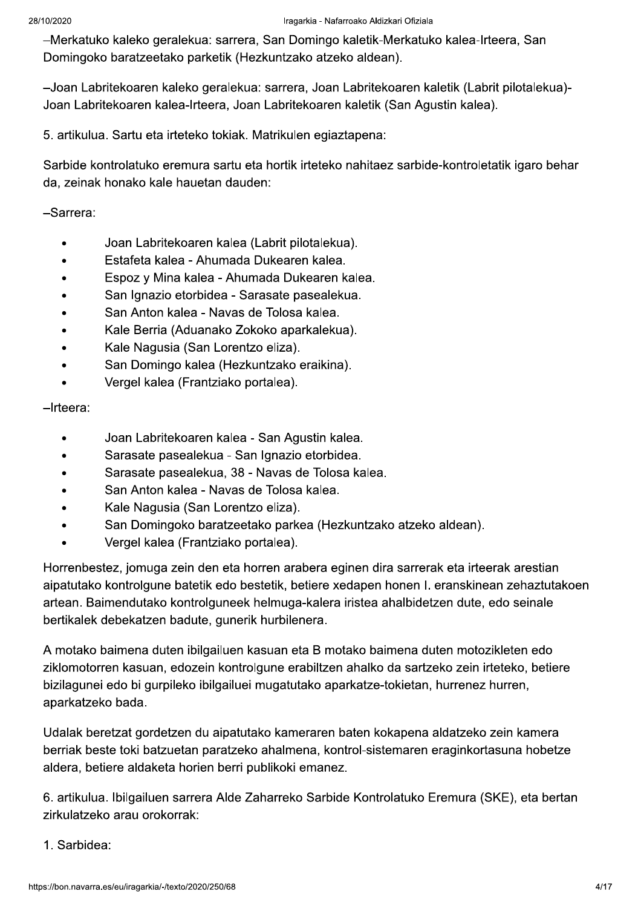–Merkatuko kaleko geralekua: sarrera, San Domingo kaletik-Merkatuko kalea-Irteera, San Domingoko baratzeetako parketik (Hezkuntzako atzeko aldean).

–Joan Labritekoaren kaleko geralekua: sarrera, Joan Labritekoaren kaletik (Labrit pilotalekua)-Joan Labritekoaren kalea-Irteera, Joan Labritekoaren kaletik (San Agustin kalea).

5. artikulua. Sartu eta irteteko tokiak. Matrikulen egiaztapena:

Sarbide kontrolatuko eremura sartu eta hortik irteteko nahitaez sarbide-kontroletatik igaro behar da, zeinak honako kale hauetan dauden:

–Sarrera:

- Joan Labritekoaren kalea (Labrit pilotalekua).
- Estafeta kalea - Ahumada Dukearen kalea.
- Espoz y Mina kalea - Ahumada Dukearen kalea.
- San Ignazio etorbidea - Sarasate pasealekua.
- San Anton kalea - Navas de Tolosa kalea.
- Kale Berria (Aduanako Zokoko aparkalekua).
- Kale Nagusia (San Lorentzo eliza).
- San Domingo kalea (Hezkuntzako eraikina).
- Vergel kalea (Frantziako portalea).

–Irteera:

- Joan Labritekoaren kalea - San Agustin kalea.
- Sarasate pasealekua - San Ignazio etorbidea.
- Sarasate pasealekua, 38 - Navas de Tolosa kalea.
- San Anton kalea - Navas de Tolosa kalea.
- Kale Nagusia (San Lorentzo eliza).
- San Domingoko baratzeetako parkea (Hezkuntzako atzeko aldean).
- Vergel kalea (Frantziako portalea).

Horrenbestez, jomuga zein den eta horren arabera eginen dira sarrerak eta irteerak arestian aipatutako kontrolgune batetik edo bestetik, betiere xedapen honen I. eranskinean zehaztutakoen artean. Baimendutako kontrolguneek helmuga-kalera iristea ahalbidetzen dute, edo seinale bertikalek debekatzen badute, gunerik hurbilenera.

A motako baimena duten ibilgailuen kasuan eta B motako baimena duten motozikleten edo ziklomotorren kasuan, edozein kontrolgune erabiltzen ahalko da sartzeko zein irteteko, betiere bizilagunei edo bi gurpileko ibilgailuei mugatutako aparkatze-tokietan, hurrenez hurren, aparkatzeko bada.

Udalak beretzat gordetzen du aipatutako kameraren baten kokapena aldatzeko zein kamera berriak beste toki batzuetan paratzeko ahalmena, kontrol-sistemaren eraginkortasuna hobetze aldera, betiere aldaketa horien berri publikoki emanez.

6. artikulua. Ibilgailuen sarrera Alde Zaharreko Sarbide Kontrolatuko Eremura (SKE), eta bertan zirkulatzeko arau orokorrak:

1. Sarbidea: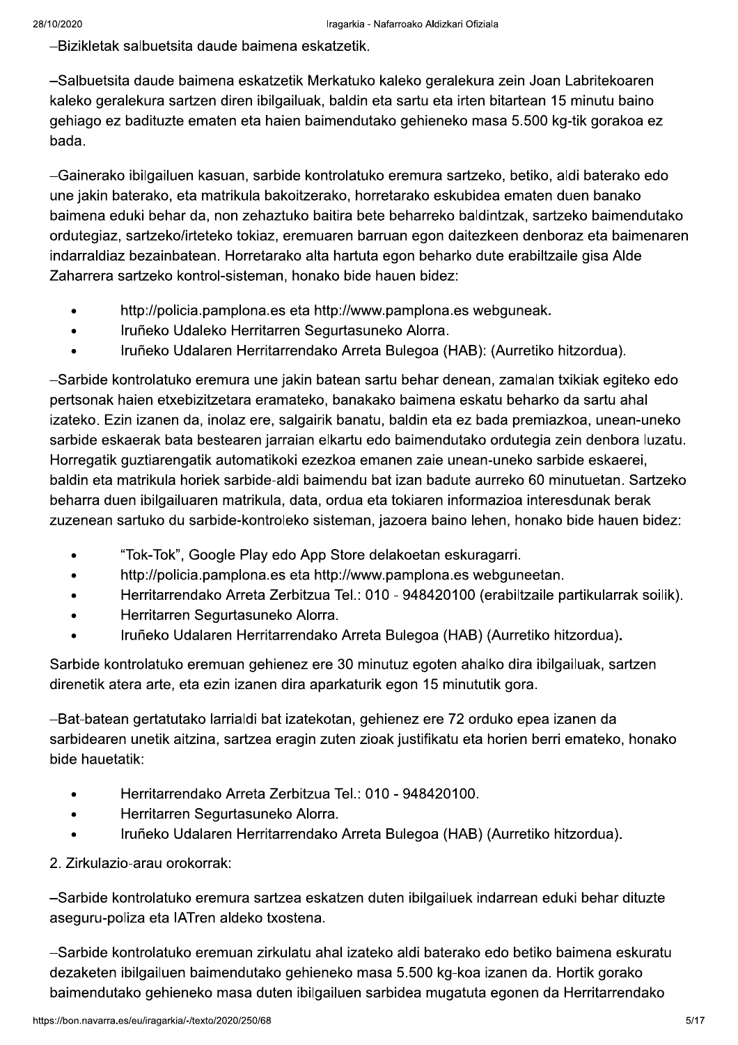–Bizikletak salbuetsita daude baimena eskatzetik.

–Salbuetsita daude baimena eskatzetik Merkatuko kaleko geralekura zein Joan Labritekoaren kaleko geralekura sartzen diren ibilgailuak, baldin eta sartu eta irten bitartean 15 minutu baino gehiago ez badituzte ematen eta haien baimendutako gehieneko masa 5.500 kg-tik gorakoa ez bada.

–Gainerako ibilgailuen kasuan, sarbide kontrolatuko eremura sartzeko, betiko, aldi baterako edo une jakin baterako, eta matrikula bakoitzerako, horretarako eskubidea ematen duen banako baimena eduki behar da, non zehaztuko baitira bete beharreko baldintzak, sartzeko baimendutako ordutegiaz, sartzeko/irteteko tokiaz, eremuaren barruan egon daitezkeen denboraz eta baimenaren indarraldiaz bezainbatean. Horretarako alta hartuta egon beharko dute erabiltzaile gisa Alde Zaharrera sartzeko kontrol-sisteman, honako bide hauen bidez:

- http://policia.pamplona.es eta http://www.pamplona.es webguneak.
- Iruñeko Udaleko Herritarren Segurtasuneko Alorra.
- Iruñeko Udalaren Herritarrendako Arreta Bulegoa (HAB): (Aurretiko hitzordua).

–Sarbide kontrolatuko eremura une jakin batean sartu behar denean, zamalan txikiak egiteko edo pertsonak haien etxebizitzetara eramateko, banakako baimena eskatu beharko da sartu ahal izateko. Ezin izanen da, inolaz ere, salgairik banatu, baldin eta ez bada premiazkoa, unean-uneko sarbide eskaerak bata bestearen jarraian elkartu edo baimendutako ordutegia zein denbora luzatu. Horregatik guztiarengatik automatikoki ezezkoa emanen zaie unean-uneko sarbide eskaerei, baldin eta matrikula horiek sarbide-aldi baimendu bat izan badute aurreko 60 minutuetan. Sartzeko beharra duen ibilgailuaren matrikula, data, ordua eta tokiaren informazioa interesdunak berak zuzenean sartuko du sarbide-kontroleko sisteman, jazoera baino lehen, honako bide hauen bidez:

- “Tok-Tok”, Google Play edo App Store delakoetan eskuragarri.
- http://policia.pamplona.es eta http://www.pamplona.es webguneetan.
- Herritarrendako Arreta Zerbitzua Tel.: 010 - 948420100 (erabiltzaile partikularrak soilik).
- Herritarren Segurtasuneko Alorra.
- Iruñeko Udalaren Herritarrendako Arreta Bulegoa (HAB) (Aurretiko hitzordua).

Sarbide kontrolatuko eremuan gehienez ere 30 minutuz egoten ahalko dira ibilgailuak, sartzen direnetik atera arte, eta ezin izanen dira aparkaturik egon 15 minututik gora.

–Bat-batean gertatutako larrialdi bat izatekotan, gehienez ere 72 orduko epea izanen da sarbidearen unetik aitzina, sartzea eragin zuten zioak justifikatu eta horien berri emateko, honako bide hauetatik:

- Herritarrendako Arreta Zerbitzua Tel.: 010 - 948420100.
- Herritarren Segurtasuneko Alorra.
- Iruñeko Udalaren Herritarrendako Arreta Bulegoa (HAB) (Aurretiko hitzordua).

2. Zirkulazio-arau orokorrak:

–Sarbide kontrolatuko eremura sartzea eskatzen duten ibilgailuek indarrean eduki behar dituzte aseguru-poliza eta IATren aldeko txostena.

–Sarbide kontrolatuko eremuan zirkulatu ahal izateko aldi baterako edo betiko baimena eskuratu dezaketen ibilgailuen baimendutako gehieneko masa 5.500 kg-koa izanen da. Hortik gorako baimendutako gehieneko masa duten ibilgailuen sarbidea mugatuta egonen da Herritarrendako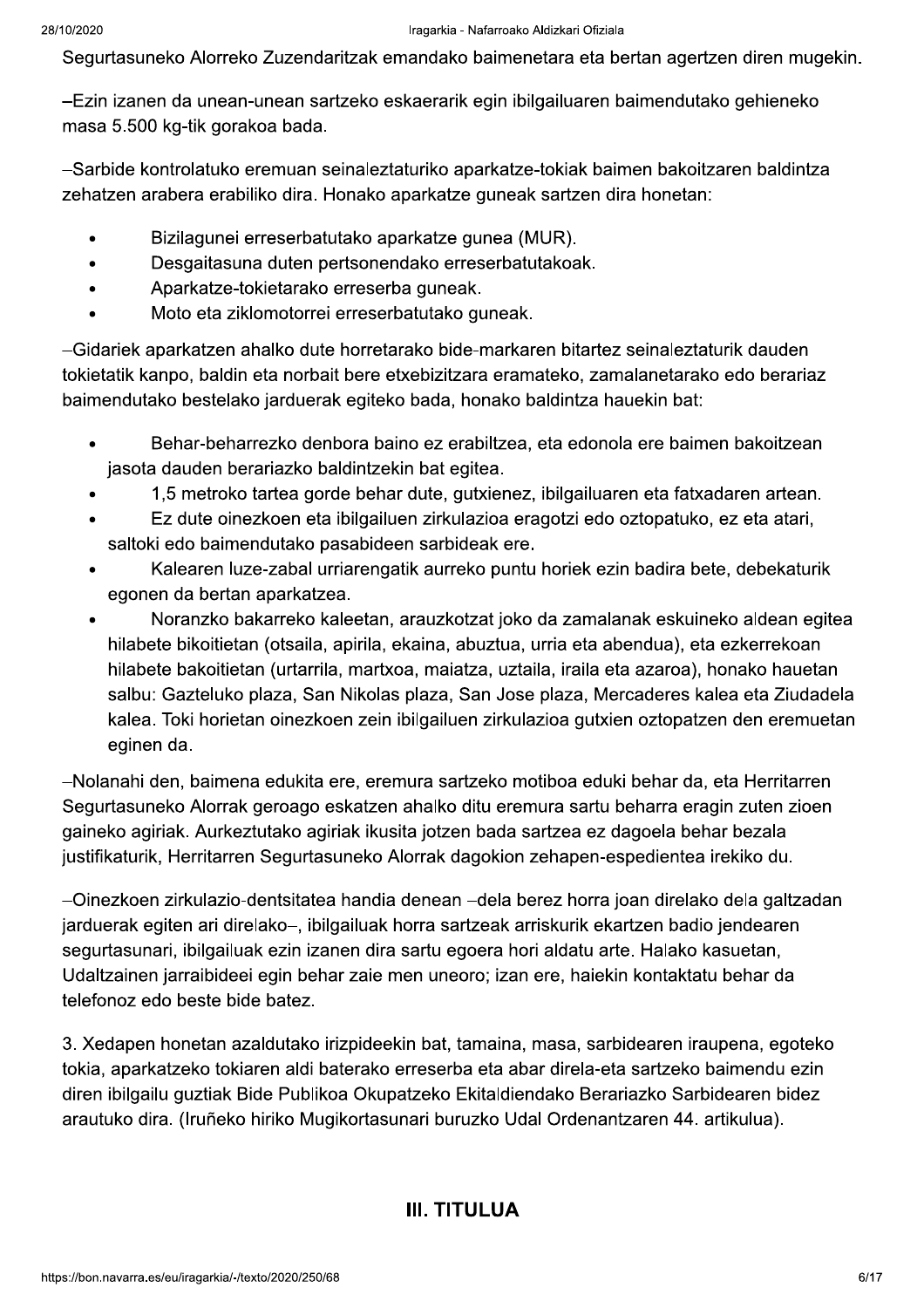Segurtasuneko Alorreko Zuzendaritzak emandako baimenetara eta bertan agertzen diren mugekin.

–Ezin izanen da unean-unean sartzeko eskaerarik egin ibilgailuaren baimendutako gehieneko masa 5.500 kg-tik gorakoa bada.

–Sarbide kontrolatuko eremuan seinaleztaturiko aparkatze-tokiak baimen bakoitzaren baldintza zehatzen arabera erabiliko dira. Honako aparkatze guneak sartzen dira honetan:

- Bizilagunei erreserbatutako aparkatze gunea (MUR).
- Desgaitasuna duten pertsonendako erreserbatutakoak.
- Aparkatze-tokietarako erreserba guneak.
- Moto eta ziklomotorrei erreserbatutako guneak.

–Gidariek aparkatzen ahalko dute horretarako bide-markaren bitartez seinaleztaturik dauden tokietatik kanpo, baldin eta norbait bere etxebizitzara eramateko, zamalanetarako edo berariaz baimendutako bestelako jarduerak egiteko bada, honako baldintza hauekin bat:

- Behar-beharrezko denbora baino ez erabiltzea, eta edonola ere baimen bakoitzean jasota dauden berariazko baldintzekin bat egitea.
- 1,5 metroko tartea gorde behar dute, gutxienez, ibilgailuaren eta fatxadaren artean.
- Ez dute oinezkoen eta ibilgailuen zirkulazioa eragotzi edo oztopatuko, ez eta atari, saltoki edo baimendutako pasabideen sarbideak ere.
- Kalearen luze-zabal urriarengatik aurreko puntu horiek ezin badira bete, debekaturik egonen da bertan aparkatzea.
- Noranzko bakarreko kaleetan, arauzkotzat joko da zamalanak eskuineko aldean egitea hilabete bikoitietan (otsaila, apirila, ekaina, abuztua, urria eta abendua), eta ezkerrekoan hilabete bakoitietan (urtarrila, martxoa, maiatza, uztaila, iraila eta azaroa), honako hauetan salbu: Gazteluko plaza, San Nikolas plaza, San Jose plaza, Mercaderes kalea eta Ziudadela kalea. Toki horietan oinezkoen zein ibilgailuen zirkulazioa gutxien oztopatzen den eremuetan eginen da.

–Nolanahi den, baimena edukita ere, eremura sartzeko motiboa eduki behar da, eta Herritarren Segurtasuneko Alorrak geroago eskatzen ahalko ditu eremura sartu beharra eragin zuten zioen gaineko agiriak. Aurkeztutako agiriak ikusita jotzen bada sartzea ez dagoela behar bezala justifikaturik, Herritarren Segurtasuneko Alorrak dagokion zehapen-espedientea irekiko du.

–Oinezkoen zirkulazio-dentsitatea handia denean –dela berez horra joan direlako dela galtzadan jarduerak egiten ari direlako–, ibilgailuak horra sartzeak arriskurik ekartzen badio jendearen segurtasunari, ibilgailuak ezin izanen dira sartu egoera hori aldatu arte. Halako kasuetan, Udaltzainen jarraibideei egin behar zaie men uneoro; izan ere, haiekin kontaktatu behar da telefonoz edo beste bide batez.

3. Xedapen honetan azaldutako irizpideekin bat, tamaina, masa, sarbidearen iraupena, egoteko tokia, aparkatzeko tokiaren aldi baterako erreserba eta abar direla-eta sartzeko baimendu ezin diren ibilgailu guztiak Bide Publikoa Okupatzeko Ekitaldiendako Berariazko Sarbidearen bidez arautuko dira. (Iruñeko hiriko Mugikortasunari buruzko Udal Ordenantzaren 44. artikulua).

## III. TITULUA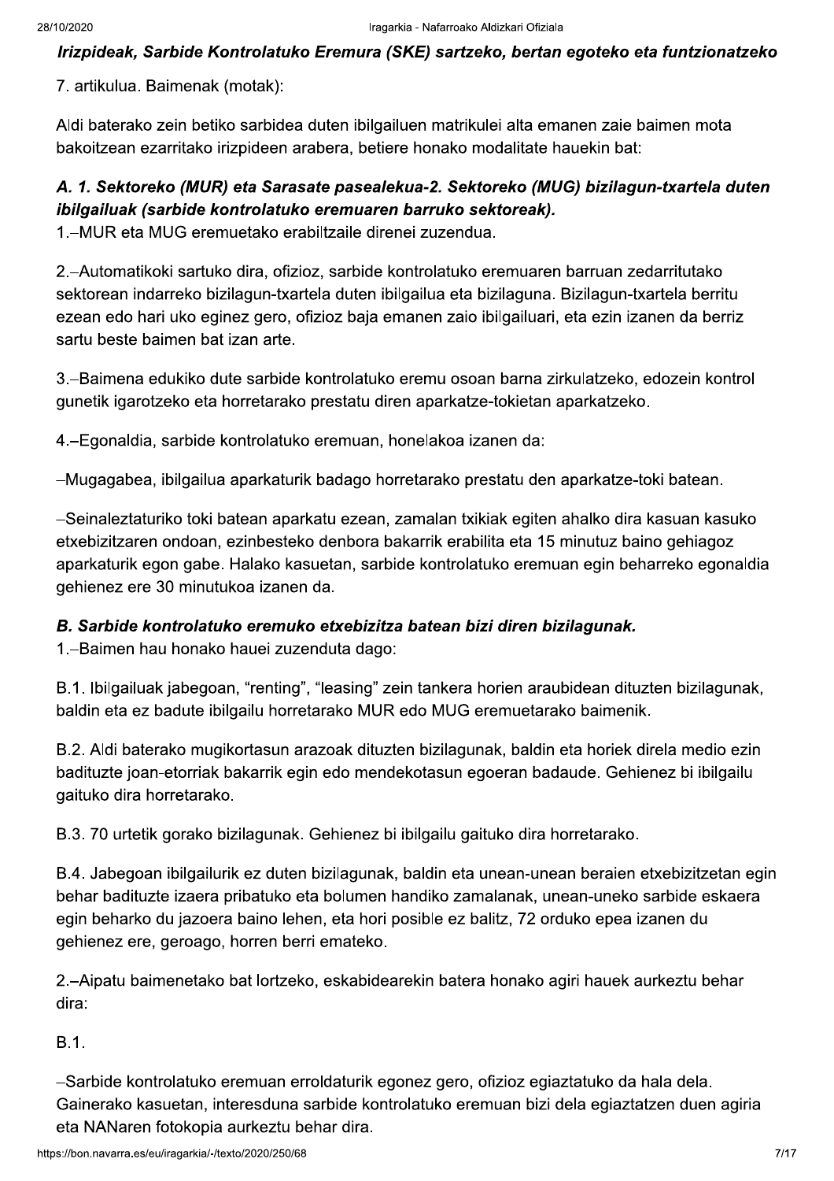***Irizpideak, Sarbide Kontrolatuko Eremura (SKE) sartzeko, bertan egoteko eta funtzionatzeko***

7. artikulua. Baimenak (motak):

Aldi baterako zein betiko sarbidea duten ibilgailuen matrikulei alta emanen zaie baimen mota bakoitzean ezarritako irizpideen arabera, betiere honako modalitate hauekin bat:

***A. 1. Sektoreko (MUR) eta Sarasate pasealekua-2. Sektoreko (MUG) bizilagun-txartela duten ibilgailuak (sarbide kontrolatuko eremuaren barruko sektoreak).***

1.–MUR eta MUG eremuetako erabiltzaile direnei zuzendua.

2.–Automatikoki sartuko dira, ofizioz, sarbide kontrolatuko eremuaren barruan zedarritutako sektorean indarreko bizilagun-txartela duten ibilgailua eta bizilaguna. Bizilagun-txartela berritu ezean edo hari uko eginez gero, ofizioz baja emanen zaio ibilgailuari, eta ezin izanen da berriz sartu beste baimen bat izan arte.

3.–Baimena edukiko dute sarbide kontrolatuko eremu osoan barna zirkulatzeko, edozein kontrol gunetik igarotzeko eta horretarako prestatu diren aparkatze-tokietan aparkatzeko.

4.–Egonaldia, sarbide kontrolatuko eremuan, honelakoa izanen da:

–Mugagabea, ibilgailua aparkaturik badago horretarako prestatu den aparkatze-toki batean.

–Seinaleztaturiko toki batean aparkatu ezean, zamalan txikiak egiten ahalko dira kasuan kasuko etxebizitzaren ondoan, ezinbesteko denbora bakarrik erabilita eta 15 minutuz baino gehiagoz aparkaturik egon gabe. Halako kasuetan, sarbide kontrolatuko eremuan egin beharreko egonaldia gehienez ere 30 minutukoa izanen da.

***B. Sarbide kontrolatuko eremuko etxebizitza batean bizi diren bizilagunak.***

1.–Baimen hau honako hauei zuzenduta dago:

B.1. Ibilgailuak jabegoan, "renting", "leasing" zein tankera horien araubidean dituzten bizilagunak, baldin eta ez badute ibilgailu horretarako MUR edo MUG eremuetarako baimenik.

B.2. Aldi baterako mugikortasun arazoak dituzten bizilagunak, baldin eta horiek direla medio ezin badituzte joan-etorriak bakarrik egin edo mendekotasun egoeran badaude. Gehienez bi ibilgailu gaituko dira horretarako.

B.3. 70 urtetik gorako bizilagunak. Gehienez bi ibilgailu gaituko dira horretarako.

B.4. Jabegoan ibilgailurik ez duten bizilagunak, baldin eta unean-unean beraien etxebizitzetan egin behar badituzte izaera pribatuko eta bolumen handiko zamalanak, unean-uneko sarbide eskaera egin beharko du jazoera baino lehen, eta hori posible ez balitz, 72 orduko epea izanen du gehienez ere, geroago, horren berri emateko.

2.–Aipatu baimenetako bat lortzeko, eskabidearekin batera honako agiri hauek aurkeztu behar dira:

B.1.

–Sarbide kontrolatuko eremuan erroldaturik egonez gero, ofizioz egiaztatuko da hala dela. Gainerako kasuetan, interesduna sarbide kontrolatuko eremuan bizi dela egiaztatzen duen agiria eta NANaren fotokopia aurkeztu behar dira.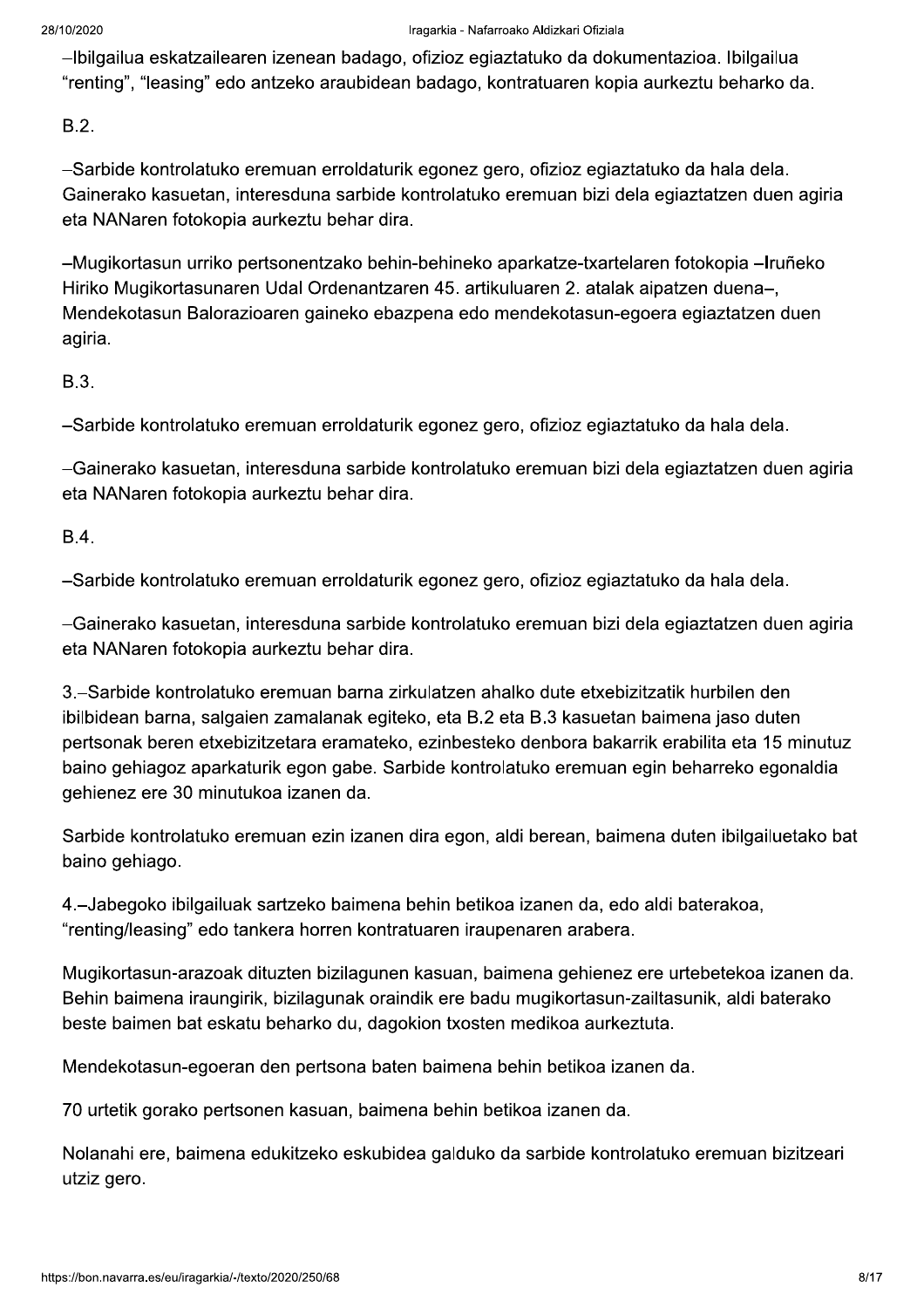–Ibilgailua eskatzailearen izenean badago, ofizioz egiaztatuko da dokumentazioa. Ibilgailua "renting", "leasing" edo antzeko araubidean badago, kontratuaren kopia aurkeztu beharko da.

B.2.

–Sarbide kontrolatuko eremuan erroldaturik egonez gero, ofizioz egiaztatuko da hala dela. Gainerako kasuetan, interesduna sarbide kontrolatuko eremuan bizi dela egiaztatzen duen agiria eta NANaren fotokopia aurkeztu behar dira.

–Mugikortasun urriko pertsonentzako behin-behineko aparkatze-txartelaren fotokopia –Iruñeko Hiriko Mugikortasunaren Udal Ordenantzaren 45. artikuluaren 2. atalak aipatzen duena–, Mendekotasun Balorazioaren gaineko ebazpena edo mendekotasun-egoera egiaztatzen duen agiria.

B.3.

–Sarbide kontrolatuko eremuan erroldaturik egonez gero, ofizioz egiaztatuko da hala dela.

–Gainerako kasuetan, interesduna sarbide kontrolatuko eremuan bizi dela egiaztatzen duen agiria eta NANaren fotokopia aurkeztu behar dira.

B.4.

–Sarbide kontrolatuko eremuan erroldaturik egonez gero, ofizioz egiaztatuko da hala dela.

–Gainerako kasuetan, interesduna sarbide kontrolatuko eremuan bizi dela egiaztatzen duen agiria eta NANaren fotokopia aurkeztu behar dira.

3.–Sarbide kontrolatuko eremuan barna zirkulatzen ahalko dute etxebizitzatik hurbilen den ibilbidean barna, salgaien zamalanak egiteko, eta B.2 eta B.3 kasuetan baimena jaso duten pertsonak beren etxebizitzetara eramateko, ezinbesteko denbora bakarrik erabilita eta 15 minutuz baino gehiagoz aparkaturik egon gabe. Sarbide kontrolatuko eremuan egin beharreko egonaldia gehienez ere 30 minutukoa izanen da.

Sarbide kontrolatuko eremuan ezin izanen dira egon, aldi berean, baimena duten ibilgailuetako bat baino gehiago.

4.–Jabegoko ibilgailuak sartzeko baimena behin betikoa izanen da, edo aldi baterakoa, "renting/leasing" edo tankera horren kontratuaren iraupenaren arabera.

Mugikortasun-arazoak dituzten bizilagunen kasuan, baimena gehienez ere urtebetekoa izanen da. Behin baimena iraungirik, bizilagunak oraindik ere badu mugikortasun-zailtasunik, aldi baterako beste baimen bat eskatu beharko du, dagokion txosten medikoa aurkeztuta.

Mendekotasun-egoeran den pertsona baten baimena behin betikoa izanen da.

70 urtetik gorako pertsonen kasuan, baimena behin betikoa izanen da.

Nolanahi ere, baimena edukitzeko eskubidea galduko da sarbide kontrolatuko eremuan bizitzeari utziz gero.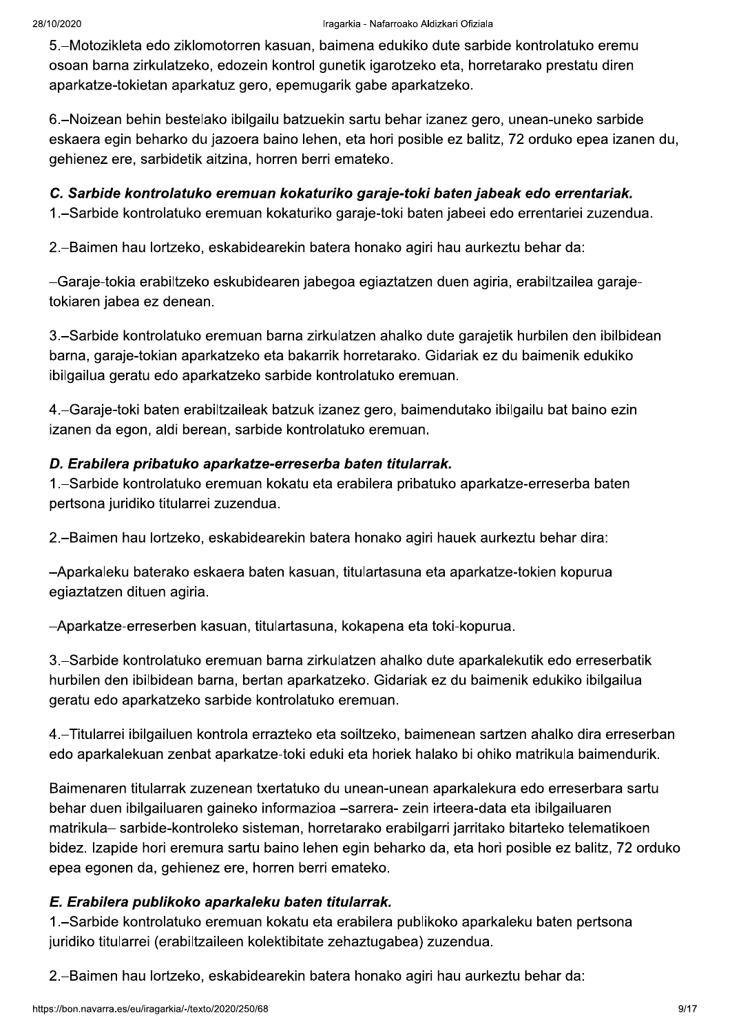5.–Motozikleta edo ziklomotorren kasuan, baimena edukiko dute sarbide kontrolatuko eremu osoan barna zirkulatzeko, edozein kontrol gunetik igarotzeko eta, horretarako prestatu diren aparkatze-tokietan aparkatuz gero, epemugarik gabe aparkatzeko.

6.–Noizean behin bestelako ibilgailu batzuekin sartu behar izanez gero, unean-uneko sarbide eskaera egin beharko du jazoera baino lehen, eta hori posible ez balitz, 72 orduko epea izanen du, gehienez ere, sarbidetik aitzina, horren berri emateko.

***C. Sarbide kontrolatuko eremuan kokaturiko garaje-toki baten jabeak edo errentariak.***

1.–Sarbide kontrolatuko eremuan kokaturiko garaje-toki baten jabeei edo errentariei zuzendua.

2.–Baimen hau lortzeko, eskabidearekin batera honako agiri hau aurkeztu behar da:

–Garaje-tokia erabiltzeko eskubidearen jabegoa egiaztatzen duen agiria, erabiltzailea garaje-tokiaren jabea ez denean.

3.–Sarbide kontrolatuko eremuan barna zirkulatzen ahalko dute garajetik hurbilen den ibilbidean barna, garaje-tokian aparkatzeko eta bakarrik horretarako. Gidariak ez du baimenik edukiko ibilgailua geratu edo aparkatzeko sarbide kontrolatuko eremuan.

4.–Garaje-toki baten erabiltzaileak batzuk izanez gero, baimendutako ibilgailu bat baino ezin izanen da egon, aldi berean, sarbide kontrolatuko eremuan.

***D. Erabilera pribatuko aparkatze-erreserba baten titularrak.***

1.–Sarbide kontrolatuko eremuan kokatu eta erabilera pribatuko aparkatze-erreserba baten pertsona juridiko titularrei zuzendua.

2.–Baimen hau lortzeko, eskabidearekin batera honako agiri hauek aurkeztu behar dira:

–Aparkaleku baterako eskaera baten kasuan, titulartasuna eta aparkatze-tokien kopurua egiaztatzen dituen agiria.

–Aparkatze-erreserben kasuan, titulartasuna, kokapena eta toki-kopurua.

3.–Sarbide kontrolatuko eremuan barna zirkulatzen ahalko dute aparkalekutik edo erreserbatik hurbilen den ibilbidean barna, bertan aparkatzeko. Gidariak ez du baimenik edukiko ibilgailua geratu edo aparkatzeko sarbide kontrolatuko eremuan.

4.–Titularrei ibilgailuen kontrola errazteko eta soiltzeko, baimenean sartzen ahalko dira erreserban edo aparkalekuan zenbat aparkatze-toki eduki eta horiek halako bi ohiko matrikula baimendurik.

Baimenaren titularrak zuzenean txertatuko du unean-unean aparkalekura edo erreserbara sartu behar duen ibilgailuaren gaineko informazioa –sarrera- zein irteera-data eta ibilgailuaren matrikula– sarbide-kontroleko sisteman, horretarako erabilgarri jarritako bitarteko telematikoen bidez. Izapide hori eremura sartu baino lehen egin beharko da, eta hori posible ez balitz, 72 orduko epea egonen da, gehienez ere, horren berri emateko.

***E. Erabilera publikoko aparkaleku baten titularrak.***

1.–Sarbide kontrolatuko eremuan kokatu eta erabilera publikoko aparkaleku baten pertsona juridiko titularrei (erabiltzaileen kolektibitate zehaztugabea) zuzendua.

2.–Baimen hau lortzeko, eskabidearekin batera honako agiri hau aurkeztu behar da: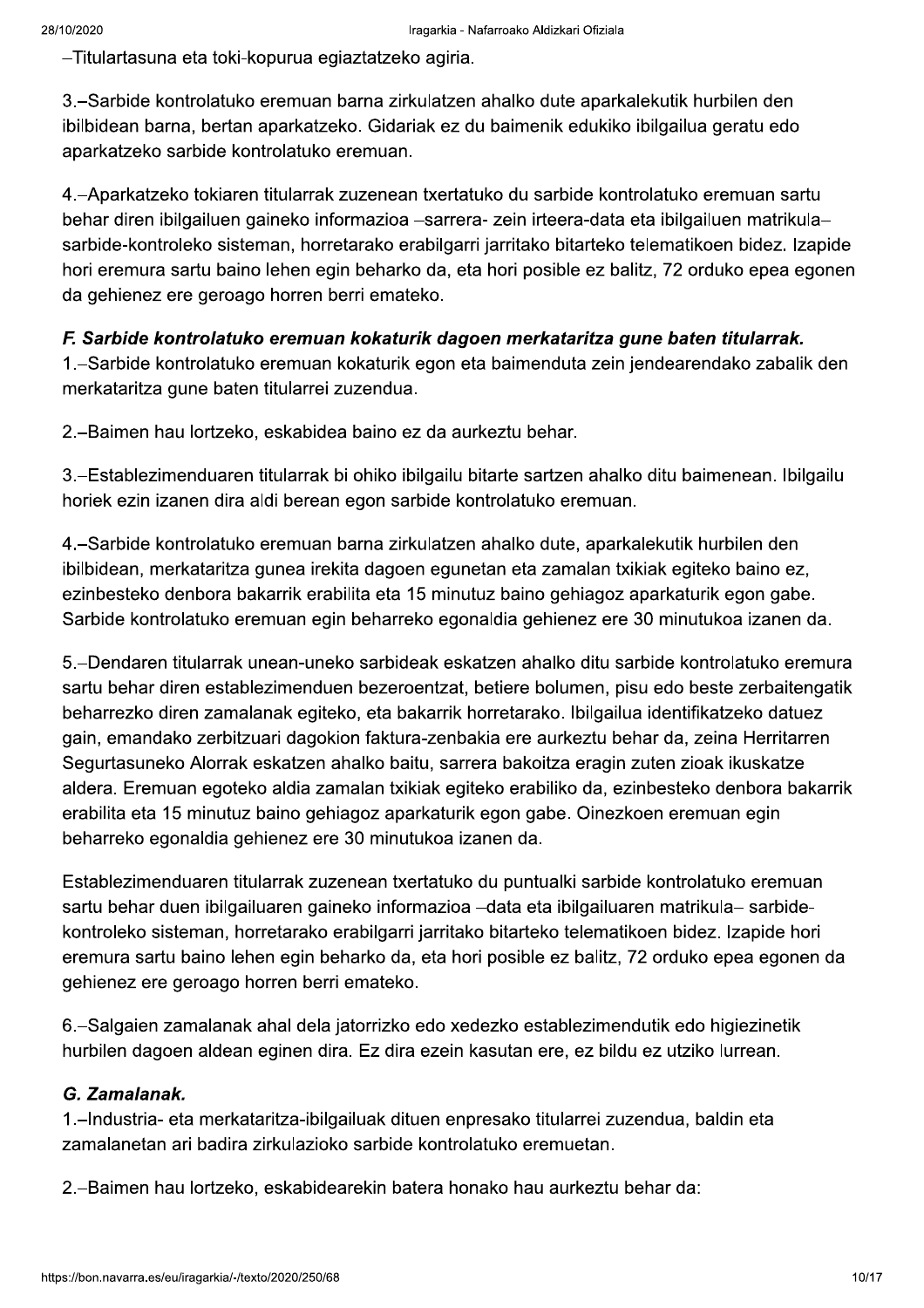–Titulartasuna eta toki-kopurua egiaztatzeko agiria.

3.–Sarbide kontrolatuko eremuan barna zirkulatzen ahalko dute aparkalekutik hurbilen den ibilbidean barna, bertan aparkatzeko. Gidariak ez du baimenik edukiko ibilgailua geratu edo aparkatzeko sarbide kontrolatuko eremuan.

4.–Aparkatzeko tokiaren titularrak zuzenean txertatuko du sarbide kontrolatuko eremuan sartu behar diren ibilgailuen gaineko informazioa –sarrera- zein irteera-data eta ibilgailuen matrikula– sarbide-kontroleko sisteman, horretarako erabilgarri jarritako bitarteko telematikoen bidez. Izapide hori eremura sartu baino lehen egin beharko da, eta hori posible ez balitz, 72 orduko epea egonen da gehienez ere geroago horren berri emateko.

***F. Sarbide kontrolatuko eremuan kokaturik dagoen merkataritza gune baten titularrak.***

1.–Sarbide kontrolatuko eremuan kokaturik egon eta baimenduta zein jendearendako zabalik den merkataritza gune baten titularrei zuzendua.

2.–Baimen hau lortzeko, eskabidea baino ez da aurkeztu behar.

3.–Establezimenduaren titularrak bi ohiko ibilgailu bitarte sartzen ahalko ditu baimenean. Ibilgailu horiek ezin izanen dira aldi berean egon sarbide kontrolatuko eremuan.

4.–Sarbide kontrolatuko eremuan barna zirkulatzen ahalko dute, aparkalekutik hurbilen den ibilbidean, merkataritza gunea irekita dagoen egunetan eta zamalan txikiak egiteko baino ez, ezinbesteko denbora bakarrik erabilita eta 15 minutuz baino gehiagoz aparkaturik egon gabe. Sarbide kontrolatuko eremuan egin beharreko egonaldia gehienez ere 30 minutukoa izanen da.

5.–Dendaren titularrak unean-uneko sarbideak eskatzen ahalko ditu sarbide kontrolatuko eremura sartu behar diren establezimenduen bezeroentzat, betiere bolumen, pisu edo beste zerbaitengatik beharrezko diren zamalanak egiteko, eta bakarrik horretarako. Ibilgailua identifikatzeko datuez gain, emandako zerbitzuari dagokion faktura-zenbakia ere aurkeztu behar da, zeina Herritarren Segurtasuneko Alorrak eskatzen ahalko baitu, sarrera bakoitza eragin zuten zioak ikuskatze aldera. Eremuan egoteko aldia zamalan txikiak egiteko erabiliko da, ezinbesteko denbora bakarrik erabilita eta 15 minutuz baino gehiagoz aparkaturik egon gabe. Oinezkoen eremuan egin beharreko egonaldia gehienez ere 30 minutukoa izanen da.

Establezimenduaren titularrak zuzenean txertatuko du puntualki sarbide kontrolatuko eremuan sartu behar duen ibilgailuaren gaineko informazioa –data eta ibilgailuaren matrikula– sarbide-kontroleko sisteman, horretarako erabilgarri jarritako bitarteko telematikoen bidez. Izapide hori eremura sartu baino lehen egin beharko da, eta hori posible ez balitz, 72 orduko epea egonen da gehienez ere geroago horren berri emateko.

6.–Salgaien zamalanak ahal dela jatorrizko edo xedezko establezimendutik edo higiezinetik hurbilen dagoen aldean eginen dira. Ez dira ezein kasutan ere, ez bildu ez utziko lurrean.

***G. Zamalanak.***

1.–Industria- eta merkataritza-ibilgailuak dituen enpresako titularrei zuzendua, baldin eta zamalanetan ari badira zirkulazioko sarbide kontrolatuko eremuetan.

2.–Baimen hau lortzeko, eskabidearekin batera honako hau aurkeztu behar da: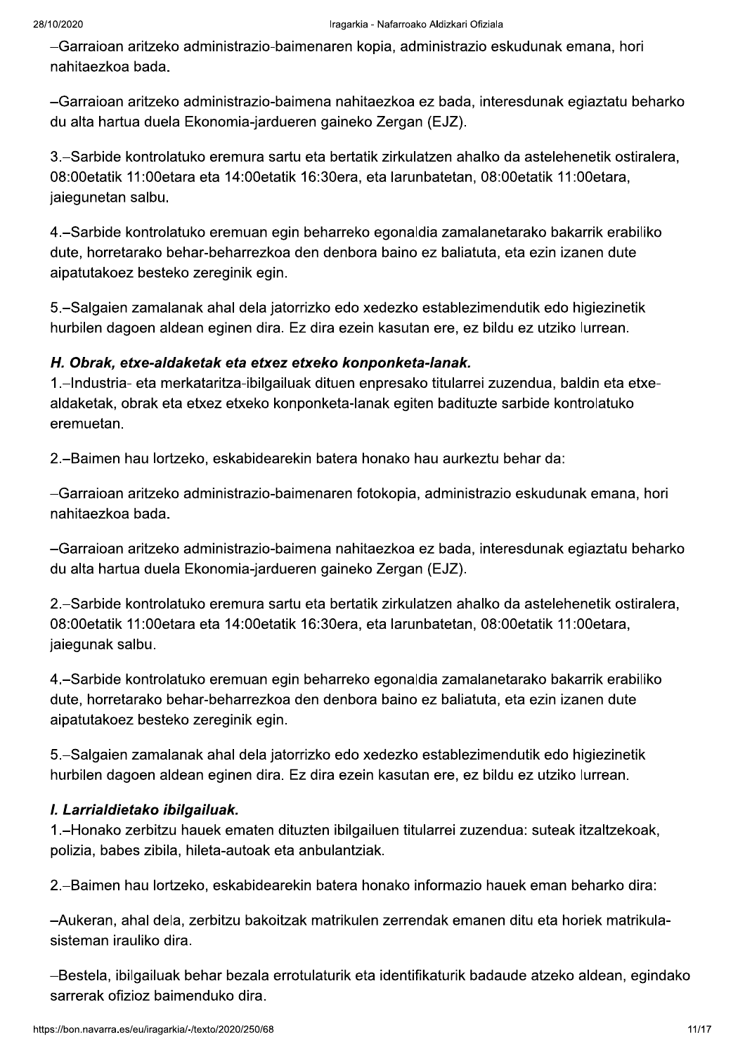–Garraioan aritzeko administrazio-baimenaren kopia, administrazio eskudunak emana, hori nahitaezkoa bada.

–Garraioan aritzeko administrazio-baimena nahitaezkoa ez bada, interesdunak egiaztatu beharko du alta hartua duela Ekonomia-jardueren gaineko Zergan (EJZ).

3.–Sarbide kontrolatuko eremura sartu eta bertatik zirkulatzen ahalko da astelehenetik ostiralera, 08:00etatik 11:00etara eta 14:00etatik 16:30era, eta larunbatetan, 08:00etatik 11:00etara, jaiegunetan salbu.

4.–Sarbide kontrolatuko eremuan egin beharreko egonaldia zamalanetarako bakarrik erabiliko dute, horretarako behar-beharrezkoa den denbora baino ez baliatuta, eta ezin izanen dute aipatutakoez besteko zereginik egin.

5.–Salgaien zamalanak ahal dela jatorrizko edo xedezko establezimendutik edo higiezinetik hurbilen dagoen aldean eginen dira. Ez dira ezein kasutan ere, ez bildu ez utziko lurrean.

***H. Obrak, etxe-aldaketak eta etxez etxeko konponketa-lanak.***

1.–Industria- eta merkataritza-ibilgailuak dituen enpresako titularrei zuzendua, baldin eta etxe-aldaketak, obrak eta etxez etxeko konponketa-lanak egiten badituzte sarbide kontrolatuko eremuetan.

2.–Baimen hau lortzeko, eskabidearekin batera honako hau aurkeztu behar da:

–Garraioan aritzeko administrazio-baimenaren fotokopia, administrazio eskudunak emana, hori nahitaezkoa bada.

–Garraioan aritzeko administrazio-baimena nahitaezkoa ez bada, interesdunak egiaztatu beharko du alta hartua duela Ekonomia-jardueren gaineko Zergan (EJZ).

2.–Sarbide kontrolatuko eremura sartu eta bertatik zirkulatzen ahalko da astelehenetik ostiralera, 08:00etatik 11:00etara eta 14:00etatik 16:30era, eta larunbatetan, 08:00etatik 11:00etara, jaiegunak salbu.

4.–Sarbide kontrolatuko eremuan egin beharreko egonaldia zamalanetarako bakarrik erabiliko dute, horretarako behar-beharrezkoa den denbora baino ez baliatuta, eta ezin izanen dute aipatutakoez besteko zereginik egin.

5.–Salgaien zamalanak ahal dela jatorrizko edo xedezko establezimendutik edo higiezinetik hurbilen dagoen aldean eginen dira. Ez dira ezein kasutan ere, ez bildu ez utziko lurrean.

***I. Larrialdietako ibilgailuak.***

1.–Honako zerbitzu hauek ematen dituzten ibilgailuen titularrei zuzendua: suteak itzaltzekoak, polizia, babes zibila, hileta-autoak eta anbulantziak.

2.–Baimen hau lortzeko, eskabidearekin batera honako informazio hauek eman beharko dira:

–Aukeran, ahal dela, zerbitzu bakoitzak matrikulen zerrendak emanen ditu eta horiek matrikula-sisteman irauliko dira.

–Bestela, ibilgailuak behar bezala errotulaturik eta identifikaturik badaude atzeko aldean, egindako sarrerak ofizioz baimenduko dira.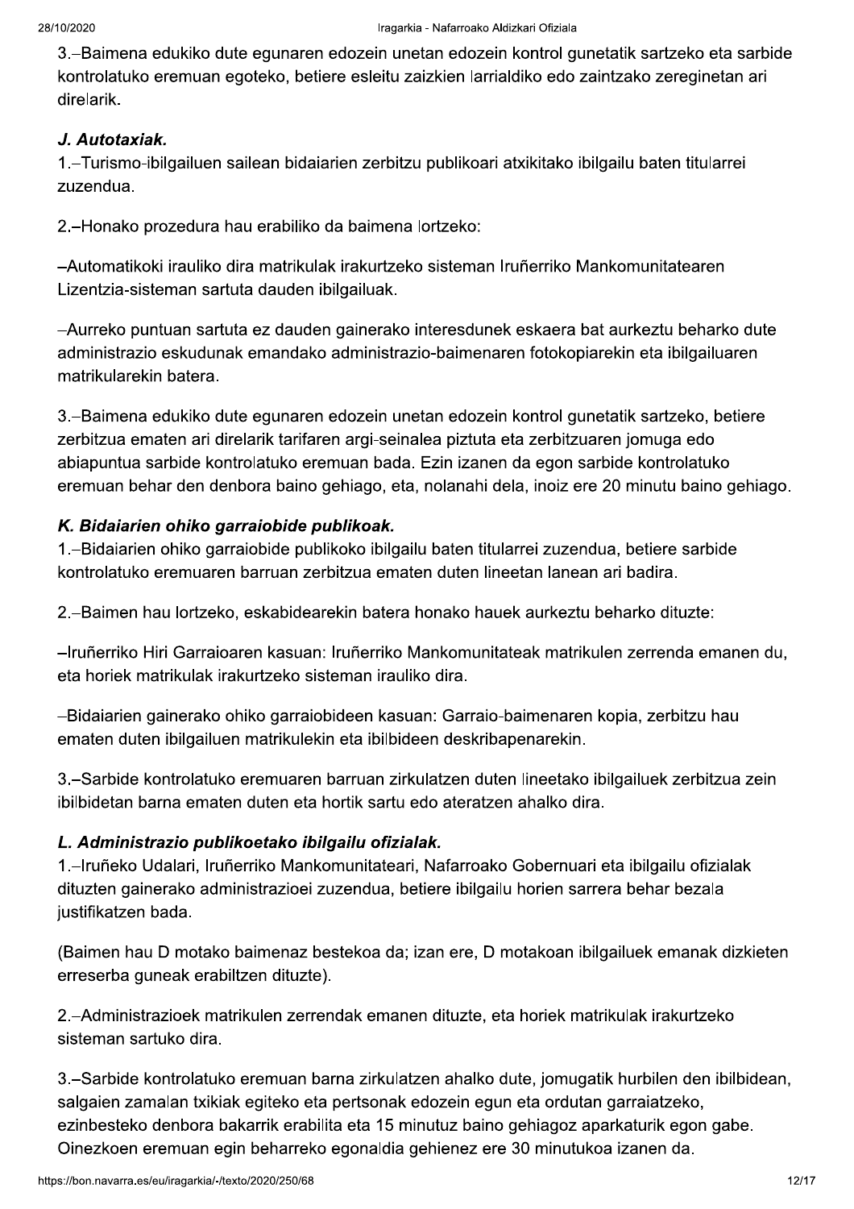3.–Baimena edukiko dute egunaren edozein unetan edozein kontrol gunetatik sartzeko eta sarbide kontrolatuko eremuan egoteko, betiere esleitu zaizkien larrialdiko edo zaintzako zereginetan ari direlarik.

### *J. Autotaxiak.*

1.–Turismo-ibilgailuen sailean bidaiarien zerbitzu publikoari atxikitako ibilgailu baten titularrei zuzendua.

2.–Honako prozedura hau erabiliko da baimena lortzeko:

–Automatikoki irauliko dira matrikulak irakurtzeko sisteman Iruñerriko Mankomunitatearen Lizentzia-sisteman sartuta dauden ibilgailuak.

–Aurreko puntuan sartuta ez dauden gainerako interesdunek eskaera bat aurkeztu beharko dute administrazio eskudunak emandako administrazio-baimenaren fotokopiarekin eta ibilgailuaren matrikularekin batera.

3.–Baimena edukiko dute egunaren edozein unetan edozein kontrol gunetatik sartzeko, betiere zerbitzua ematen ari direlarik tarifaren argi-seinalea piztuta eta zerbitzuaren jomuga edo abiapuntua sarbide kontrolatuko eremuan bada. Ezin izanen da egon sarbide kontrolatuko eremuan behar den denbora baino gehiago, eta, nolanahi dela, inoiz ere 20 minutu baino gehiago.

### *K. Bidaiarien ohiko garraiobide publikoak.*

1.–Bidaiarien ohiko garraiobide publikoko ibilgailu baten titularrei zuzendua, betiere sarbide kontrolatuko eremuaren barruan zerbitzua ematen duten lineetan lanean ari badira.

2.–Baimen hau lortzeko, eskabidearekin batera honako hauek aurkeztu beharko dituzte:

–Iruñerriko Hiri Garraioaren kasuan: Iruñerriko Mankomunitateak matrikulen zerrenda emanen du, eta horiek matrikulak irakurtzeko sisteman irauliko dira.

–Bidaiarien gainerako ohiko garraiobideen kasuan: Garraio-baimenaren kopia, zerbitzu hau ematen duten ibilgailuen matrikulekin eta ibilbideen deskribapenarekin.

3.–Sarbide kontrolatuko eremuaren barruan zirkulatzen duten lineetako ibilgailuek zerbitzua zein ibilbidetan barna ematen duten eta hortik sartu edo ateratzen ahalko dira.

### *L. Administrazio publikoetako ibilgailu ofizialak.*

1.–Iruñeko Udalari, Iruñerriko Mankomunitateari, Nafarroako Gobernuari eta ibilgailu ofizialak dituzten gainerako administrazioei zuzendua, betiere ibilgailu horien sarrera behar bezala justifikatzen bada.

(Baimen hau D motako baimenaz bestekoa da; izan ere, D motakoan ibilgailuek emanak dizkieten erreserba guneak erabiltzen dituzte).

2.–Administrazioek matrikulen zerrendak emanen dituzte, eta horiek matrikulak irakurtzeko sisteman sartuko dira.

3.–Sarbide kontrolatuko eremuan barna zirkulatzen ahalko dute, jomugatik hurbilen den ibilbidean, salgaien zamalan txikiak egiteko eta pertsonak edozein egun eta ordutan garraiatzeko, ezinbesteko denbora bakarrik erabilita eta 15 minutuz baino gehiagoz aparkaturik egon gabe. Oinezkoen eremuan egin beharreko egonaldia gehienez ere 30 minutukoa izanen da.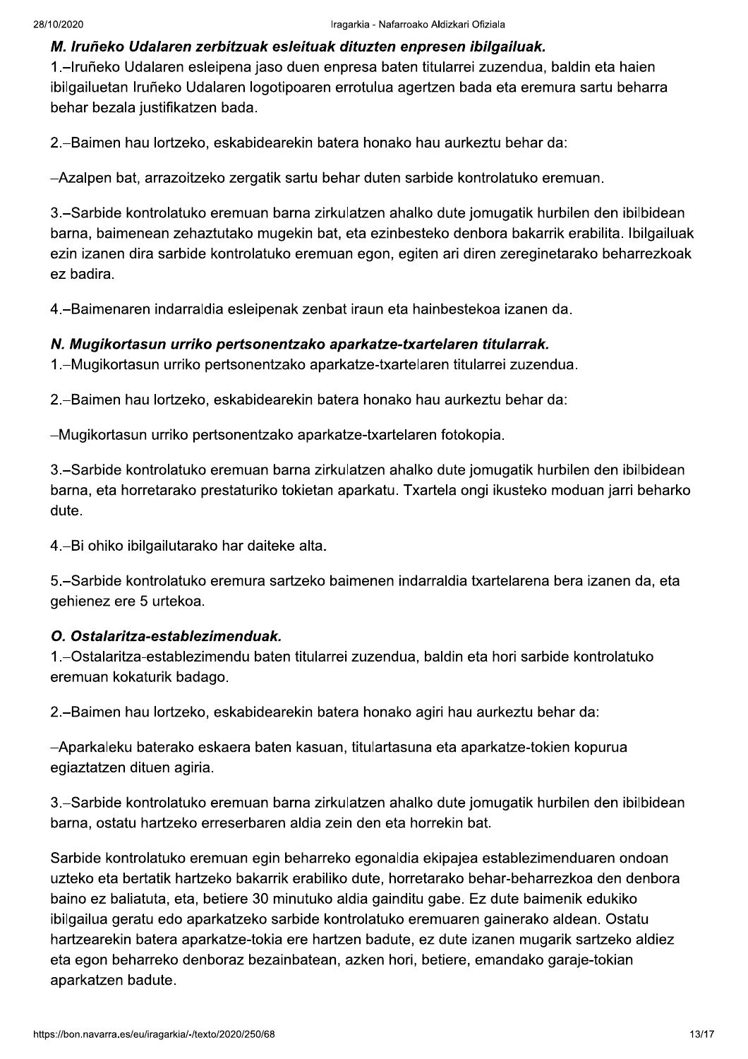### *M. Iruñeko Udalaren zerbitzuak esleituak dituzten enpresen ibilgailuak.*

1.–Iruñeko Udalaren esleipena jaso duen enpresa baten titularrei zuzendua, baldin eta haien ibilgailuetan Iruñeko Udalaren logotipoaren errotulua agertzen bada eta eremura sartu beharra behar bezala justifikatzen bada.

2.–Baimen hau lortzeko, eskabidearekin batera honako hau aurkeztu behar da:

–Azalpen bat, arrazoitzeko zergatik sartu behar duten sarbide kontrolatuko eremuan.

3.–Sarbide kontrolatuko eremuan barna zirkulatzen ahalko dute jomugatik hurbilen den ibilbidean barna, baimenean zehaztutako mugekin bat, eta ezinbesteko denbora bakarrik erabilita. Ibilgailuak ezin izanen dira sarbide kontrolatuko eremuan egon, egiten ari diren zereginetarako beharrezkoak ez badira.

4.–Baimenaren indarraldia esleipenak zenbat iraun eta hainbestekoa izanen da.

### *N. Mugikortasun urriko pertsonentzako aparkatze-txartelaren titularrak.*

1.–Mugikortasun urriko pertsonentzako aparkatze-txartelaren titularrei zuzendua.

2.–Baimen hau lortzeko, eskabidearekin batera honako hau aurkeztu behar da:

–Mugikortasun urriko pertsonentzako aparkatze-txartelaren fotokopia.

3.–Sarbide kontrolatuko eremuan barna zirkulatzen ahalko dute jomugatik hurbilen den ibilbidean barna, eta horretarako prestaturiko tokietan aparkatu. Txartela ongi ikusteko moduan jarri beharko dute.

4.–Bi ohiko ibilgailutarako har daiteke alta.

5.–Sarbide kontrolatuko eremura sartzeko baimenen indarraldia txartelarena bera izanen da, eta gehienez ere 5 urtekoa.

### *O. Ostalaritza-establezimenduak.*

1.–Ostalaritza-establezimendu baten titularrei zuzendua, baldin eta hori sarbide kontrolatuko eremuan kokaturik badago.

2.–Baimen hau lortzeko, eskabidearekin batera honako agiri hau aurkeztu behar da:

–Aparkaleku baterako eskaera baten kasuan, titulartasuna eta aparkatze-tokien kopurua egiaztatzen dituen agiria.

3.–Sarbide kontrolatuko eremuan barna zirkulatzen ahalko dute jomugatik hurbilen den ibilbidean barna, ostatu hartzeko erreserbaren aldia zein den eta horrekin bat.

Sarbide kontrolatuko eremuan egin beharreko egonaldia ekipajea establezimenduaren ondoan uzteko eta bertatik hartzeko bakarrik erabiliko dute, horretarako behar-beharrezkoa den denbora baino ez baliatuta, eta, betiere 30 minutuko aldia gainditu gabe. Ez dute baimenik edukiko ibilgailua geratu edo aparkatzeko sarbide kontrolatuko eremuaren gainerako aldean. Ostatu hartzearekin batera aparkatze-tokia ere hartzen badute, ez dute izanen mugarik sartzeko aldiez eta egon beharreko denboraz bezainbatean, azken hori, betiere, emandako garaje-tokian aparkatzen badute.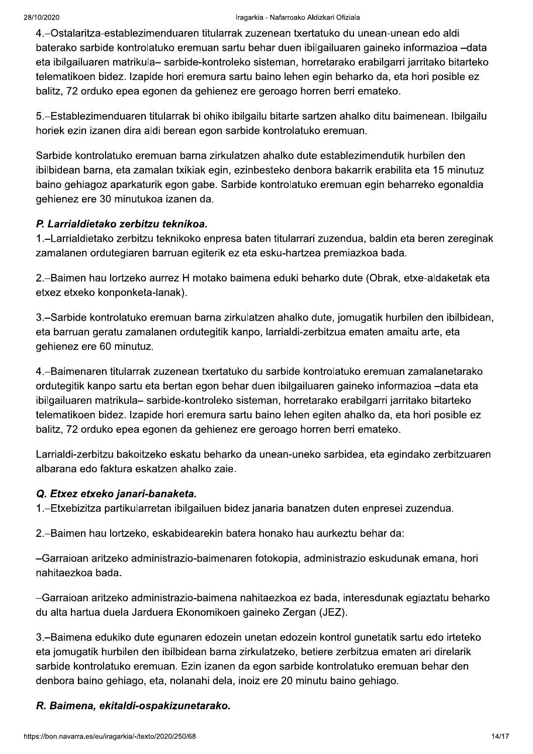4.–Ostalaritza-establezimenduaren titularrak zuzenean txertatuko du unean-unean edo aldi baterako sarbide kontrolatuko eremuan sartu behar duen ibilgailuaren gaineko informazioa –data eta ibilgailuaren matrikula– sarbide-kontroleko sisteman, horretarako erabilgarri jarritako bitarteko telematikoen bidez. Izapide hori eremura sartu baino lehen egin beharko da, eta hori posible ez balitz, 72 orduko epea egonen da gehienez ere geroago horren berri emateko.

5.–Establezimenduaren titularrak bi ohiko ibilgailu bitarte sartzen ahalko ditu baimenean. Ibilgailu horiek ezin izanen dira aldi berean egon sarbide kontrolatuko eremuan.

Sarbide kontrolatuko eremuan barna zirkulatzen ahalko dute establezimendutik hurbilen den ibilbidean barna, eta zamalan txikiak egin, ezinbesteko denbora bakarrik erabilita eta 15 minutuz baino gehiagoz aparkaturik egon gabe. Sarbide kontrolatuko eremuan egin beharreko egonaldia gehienez ere 30 minutukoa izanen da.

***P. Larrialdietako zerbitzu teknikoa.***

1.–Larrialdietako zerbitzu teknikoko enpresa baten titularrari zuzendua, baldin eta beren zereginak zamalanen ordutegiaren barruan egiterik ez eta esku-hartzea premiazkoa bada.

2.–Baimen hau lortzeko aurrez H motako baimena eduki beharko dute (Obrak, etxe-aldaketak eta etxez etxeko konponketa-lanak).

3.–Sarbide kontrolatuko eremuan barna zirkulatzen ahalko dute, jomugatik hurbilen den ibilbidean, eta barruan geratu zamalanen ordutegitik kanpo, larrialdi-zerbitzua ematen amaitu arte, eta gehienez ere 60 minutuz.

4.–Baimenaren titularrak zuzenean txertatuko du sarbide kontrolatuko eremuan zamalanetarako ordutegitik kanpo sartu eta bertan egon behar duen ibilgailuaren gaineko informazioa –data eta ibilgailuaren matrikula– sarbide-kontroleko sisteman, horretarako erabilgarri jarritako bitarteko telematikoen bidez. Izapide hori eremura sartu baino lehen egiten ahalko da, eta hori posible ez balitz, 72 orduko epea egonen da gehienez ere geroago horren berri emateko.

Larrialdi-zerbitzu bakoitzeko eskatu beharko da unean-uneko sarbidea, eta egindako zerbitzuaren albarana edo faktura eskatzen ahalko zaie.

***Q. Etxez etxeko janari-banaketa.***

1.–Etxebizitza partikularretan ibilgailuen bidez janaria banatzen duten enpresei zuzendua.

2.–Baimen hau lortzeko, eskabidearekin batera honako hau aurkeztu behar da:

–Garraioan aritzeko administrazio-baimenaren fotokopia, administrazio eskudunak emana, hori nahitaezkoa bada.

–Garraioan aritzeko administrazio-baimena nahitaezkoa ez bada, interesdunak egiaztatu beharko du alta hartua duela Jarduera Ekonomikoen gaineko Zergan (JEZ).

3.–Baimena edukiko dute egunaren edozein unetan edozein kontrol gunetatik sartu edo irteteko eta jomugatik hurbilen den ibilbidean barna zirkulatzeko, betiere zerbitzua ematen ari direlarik sarbide kontrolatuko eremuan. Ezin izanen da egon sarbide kontrolatuko eremuan behar den denbora baino gehiago, eta, nolanahi dela, inoiz ere 20 minutu baino gehiago.

***R. Baimena, ekitaldi-ospakizunetarako.***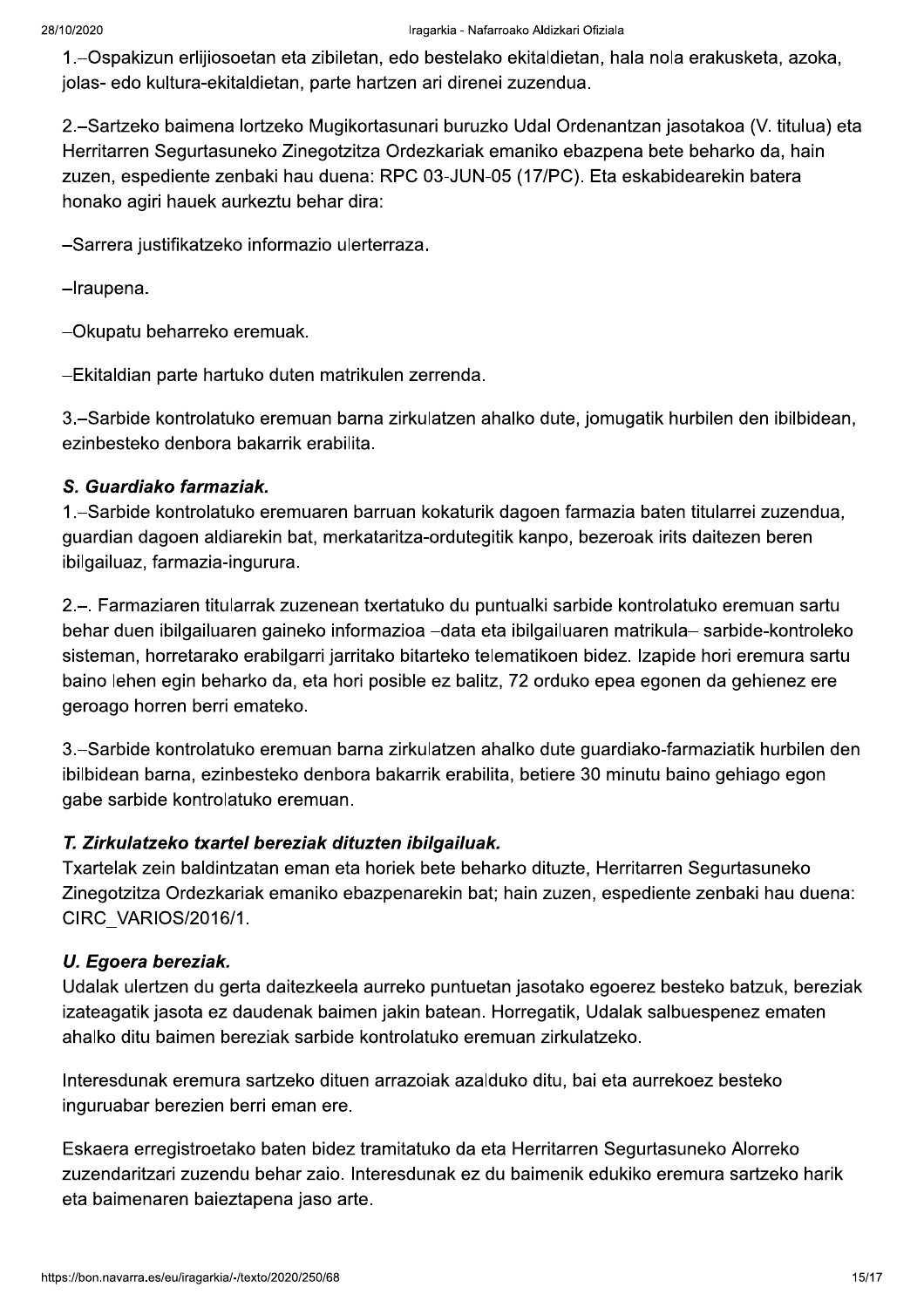1.–Ospakizun erlijiosoetan eta zibiletan, edo bestelako ekitaldietan, hala nola erakusketa, azoka, jolas- edo kultura-ekitaldietan, parte hartzen ari direnei zuzendua.

2.–Sartzeko baimena lortzeko Mugikortasunari buruzko Udal Ordenantzan jasotakoa (V. titulua) eta Herritarren Segurtasuneko Zinegotzitza Ordezkariak emaniko ebazpena bete beharko da, hain zuzen, espediente zenbaki hau duena: RPC 03-JUN-05 (17/PC). Eta eskabidearekin batera honako agiri hauek aurkeztu behar dira:

–Sarrera justifikatzeko informazio ulerterraza.

–Iraupena.

–Okupatu beharreko eremuak.

–Ekitaldian parte hartuko duten matrikulen zerrenda.

3.–Sarbide kontrolatuko eremuan barna zirkulatzen ahalko dute, jomugatik hurbilen den ibilbidean, ezinbesteko denbora bakarrik erabilita.

***S. Guardiako farmaziak.***

1.–Sarbide kontrolatuko eremuaren barruan kokaturik dagoen farmazia baten titularrei zuzendua, guardian dagoen aldiarekin bat, merkataritza-ordutegitik kanpo, bezeroak irits daitezen beren ibilgailuaz, farmazia-ingurura.

2.–. Farmaziaren titularrak zuzenean txertatuko du puntualki sarbide kontrolatuko eremuan sartu behar duen ibilgailuaren gaineko informazioa –data eta ibilgailuaren matrikula– sarbide-kontroleko sisteman, horretarako erabilgarri jarritako bitarteko telematikoen bidez. Izapide hori eremura sartu baino lehen egin beharko da, eta hori posible ez balitz, 72 orduko epea egonen da gehienez ere geroago horren berri emateko.

3.–Sarbide kontrolatuko eremuan barna zirkulatzen ahalko dute guardiako-farmaziatik hurbilen den ibilbidean barna, ezinbesteko denbora bakarrik erabilita, betiere 30 minutu baino gehiago egon gabe sarbide kontrolatuko eremuan.

***T. Zirkulatzeko txartel bereziak dituzten ibilgailuak.***

Txartelak zein baldintzatan eman eta horiek bete beharko dituzte, Herritarren Segurtasuneko Zinegotzitza Ordezkariak emaniko ebazpenarekin bat; hain zuzen, espediente zenbaki hau duena: CIRC_VARIOS/2016/1.

***U. Egoera bereziak.***

Udalak ulertzen du gerta daitezkeela aurreko puntuetan jasotako egoerez besteko batzuk, bereziak izateagatik jasota ez daudenak baimen jakin batean. Horregatik, Udalak salbuespenez ematen ahalko ditu baimen bereziak sarbide kontrolatuko eremuan zirkulatzeko.

Interesdunak eremura sartzeko dituen arrazoiak azalduko ditu, bai eta aurrekoez besteko inguruabar berezien berri eman ere.

Eskaera erregistroetako baten bidez tramitatuko da eta Herritarren Segurtasuneko Alorreko zuzendaritzari zuzendu behar zaio. Interesdunak ez du baimenik edukiko eremura sartzeko harik eta baimenaren baieztapena jaso arte.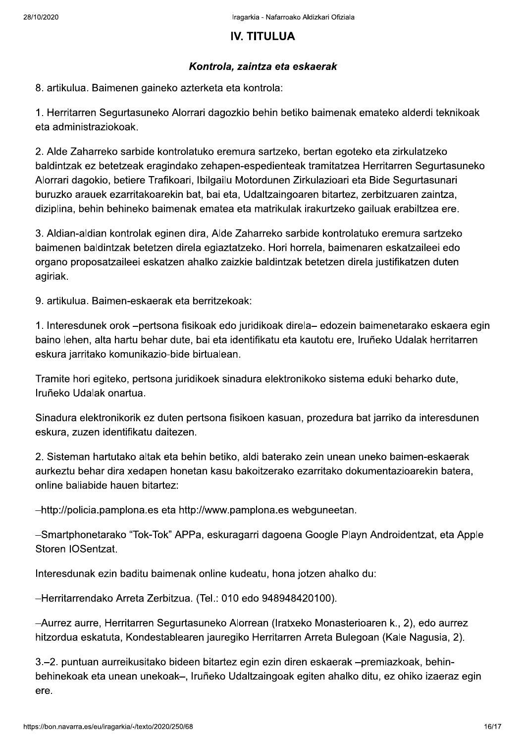## IV. TITULUA

### *Kontrola, zaintza eta eskaerak*

8. artikulua. Baimenen gaineko azterketa eta kontrola:

1. Herritarren Segurtasuneko Alorrari dagozkio behin betiko baimenak emateko alderdi teknikoak eta administraziokoak.

2. Alde Zaharreko sarbide kontrolatuko eremura sartzeko, bertan egoteko eta zirkulatzeko baldintzak ez betetzeak eragindako zehapen-espedienteak tramitatzea Herritarren Segurtasuneko Alorrari dagokio, betiere Trafikoari, Ibilgailu Motordunen Zirkulazioari eta Bide Segurtasunari buruzko arauek ezarritakoarekin bat, bai eta, Udaltzaingoaren bitartez, zerbitzuaren zaintza, diziplina, behin behineko baimenak ematea eta matrikulak irakurtzeko gailuak erabiltzea ere.

3. Aldian-aldian kontrolak eginen dira, Alde Zaharreko sarbide kontrolatuko eremura sartzeko baimenen baldintzak betetzen direla egiaztatzeko. Hori horrela, baimenaren eskatzaileei edo organo proposatzaileei eskatzen ahalko zaizkie baldintzak betetzen direla justifikatzen duten agiriak.

9. artikulua. Baimen-eskaerak eta berritzekoak:

1. Interesdunek orok –pertsona fisikoak edo juridikoak direla– edozein baimenetarako eskaera egin baino lehen, alta hartu behar dute, bai eta identifikatu eta kautotu ere, Iruñeko Udalak herritarren eskura jarritako komunikazio-bide birtualean.

Tramite hori egiteko, pertsona juridikoek sinadura elektronikoko sistema eduki beharko dute, Iruñeko Udalak onartua.

Sinadura elektronikorik ez duten pertsona fisikoen kasuan, prozedura bat jarriko da interesdunen eskura, zuzen identifikatu daitezen.

2. Sisteman hartutako altak eta behin betiko, aldi baterako zein unean uneko baimen-eskaerak aurkeztu behar dira xedapen honetan kasu bakoitzerako ezarritako dokumentazioarekin batera, online baliabide hauen bitartez:

–http://policia.pamplona.es eta http://www.pamplona.es webguneetan.

–Smartphonetarako "Tok-Tok" APPa, eskuragarri dagoena Google Playn Androidentzat, eta Apple Storen IOSentzat.

Interesdunak ezin baditu baimenak online kudeatu, hona jotzen ahalko du:

–Herritarrendako Arreta Zerbitzua. (Tel.: 010 edo 948948420100).

–Aurrez aurre, Herritarren Segurtasuneko Alorrean (Iratxeko Monasterioaren k., 2), edo aurrez hitzordua eskatuta, Kondestablearen jauregiko Herritarren Arreta Bulegoan (Kale Nagusia, 2).

3.–2. puntuan aurreikusitako bideen bitartez egin ezin diren eskaerak –premiazkoak, behin-behinekoak eta unean unekoak–, Iruñeko Udaltzaingoak egiten ahalko ditu, ez ohiko izaeraz egin ere.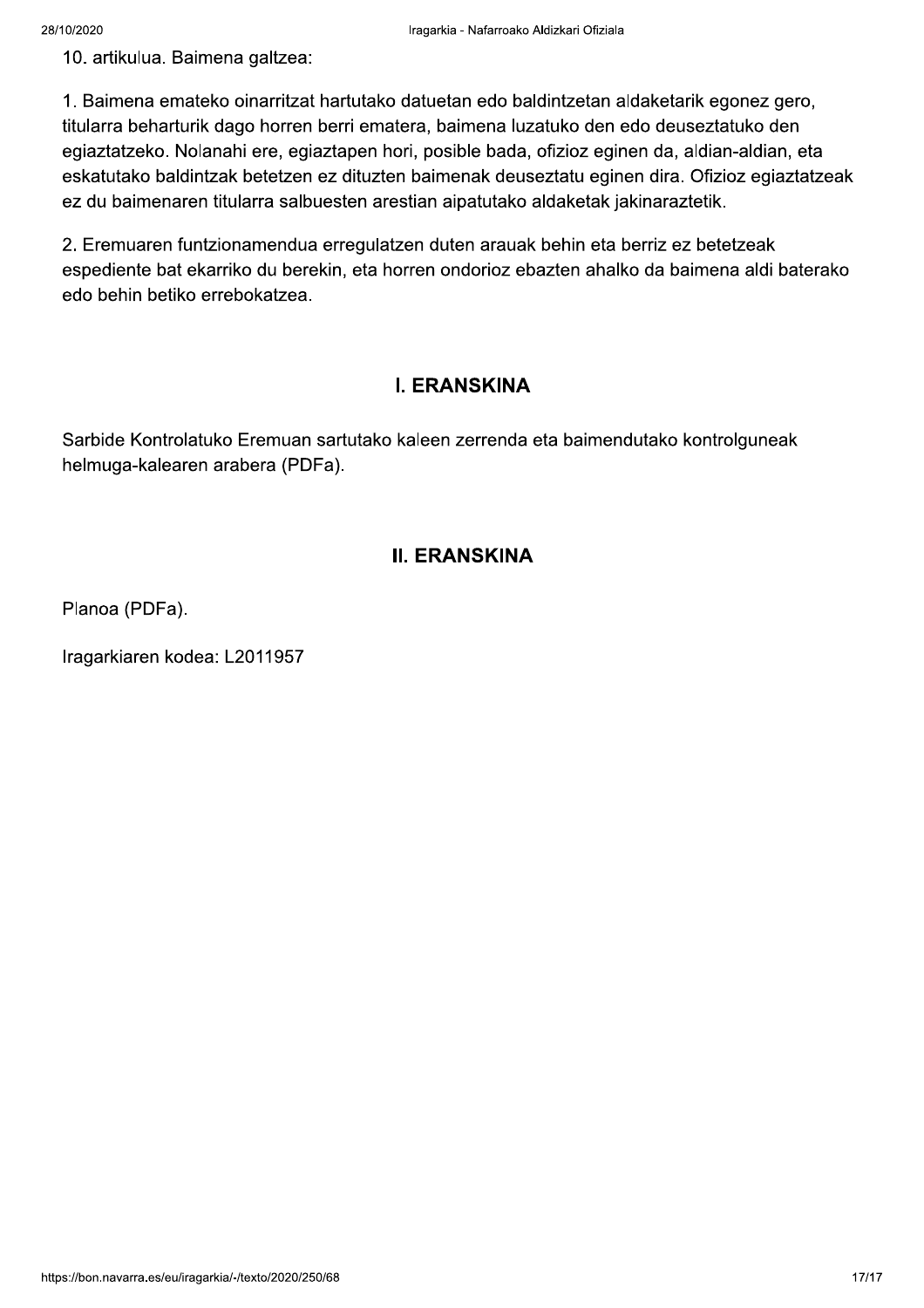10. artikulua. Baimena galtzea:

1. Baimena emateko oinarritzat hartutako datuetan edo baldintzetan aldaketarik egonez gero, titularra beharturik dago horren berri ematera, baimena luzatuko den edo deuseztatuko den egiaztatzeko. Nolanahi ere, egiaztapen hori, posible bada, ofizioz eginen da, aldian-aldian, eta eskatutako baldintzak betetzen ez dituzten baimenak deuseztatu eginen dira. Ofizioz egiaztatzeak ez du baimenaren titularra salbuesten arestian aipatutako aldaketak jakinaraztetik.

2. Eremuaren funtzionamendua erregulatzen duten arauak behin eta berriz ez betetzeak espediente bat ekarriko du berekin, eta horren ondorioz ebazten ahalko da baimena aldi baterako edo behin betiko errebokatzea.

## I. ERANSKINA

Sarbide Kontrolatuko Eremuan sartutako kaleen zerrenda eta baimendutako kontrolguneak helmuga-kalearen arabera (PDFa).

## II. ERANSKINA

Planoa (PDFa).

Iragarkiaren kodea: L2011957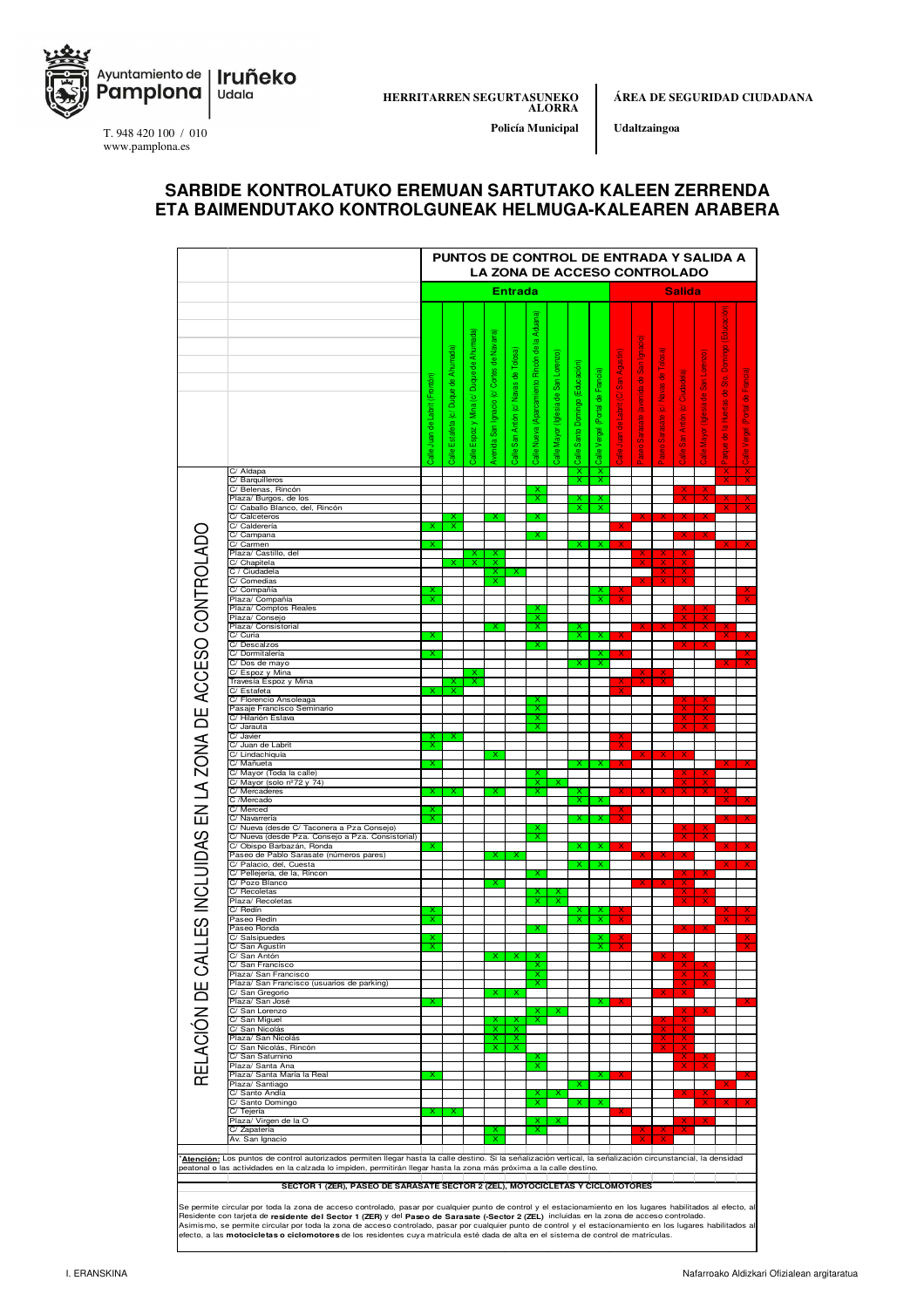Ayuntamiento de Pamplona | Iruñeko Udala

T. 948 420 100 / 010
www.pamplona.es

HERRITARREN SEGURTASUNEKO ALORRA — Policía Municipal

ÁREA DE SEGURIDAD CIUDADANA — Udaltzaingoa

## SARBIDE KONTROLATUKO EREMUAN SARTUTAKO KALEEN ZERRENDA ETA BAIMENDUTAKO KONTROLGUNEAK HELMUGA-KALEAREN ARABERA

**PUNTOS DE CONTROL DE ENTRADA Y SALIDA A LA ZONA DE ACCESO CONTROLADO**

| RELACIÓN DE CALLES INCLUIDAS EN LA ZONA DE ACCESO CONTROLADO | Entrada | | | | | | | | | Salida | | | | | | |
|---|---|---|---|---|---|---|---|---|---|---|---|---|---|---|---|---|
| | Calle Juan de Labrit (Frontón) | Calle Estafeta (c/ Duque de Ahumada) | Calle Espoz y Mina (c/ Duque de Ahumada) | Avenida San Ignacio (c/ Cortes de Navarra) | Calle San Antón (c/ Navas de Tolosa) | Calle Nueva (Aparcamiento Rincón de la Aduana) | Calle Mayor (Iglesia de San Lorenzo) | Calle Santo Domingo (Educación) | Calle Vergel (Portal de Francia) | Calle Juan de Labrit (C/ San Agustín) | Paseo Sarasate (avenida San Ignacio) | Paseo Sarasate (c/ Navas de Tolosa) | Calle San Antón (c/ Ciudadela) | Calle Mayor (Iglesia de San Lorenzo) | Parque de la Huertas de Sto. Domingo (Educación) | Calle Vergel (Portal de Francia) |
| C/ Aldapa | | | | | | | | X | X | | | | | | X | X |
| C/ Barquilleros | | | | | | | | X | X | | | | | | X | X |
| C/ Belenas, Rincón | | | | | | X | | | | | | | X | X | | |
| Plaza/ Burgos, de los | | | | | | X | | X | X | | | | X | X | X | X |
| C/ Caballo Blanco, del, Rincón | | | | | | | | X | X | | | | | | X | X |
| C/ Calceteros | | X | | X | | X | | | | | X | X | X | X | | |
| C/ Calderería | X | X | | | | | | | | X | | | | | | |
| C/ Campana | | | | | | X | | | | | | | X | X | | |
| C/ Carmen | X | | | | | | | X | X | X | | | | | X | X |
| Plaza/ Castillo, del | | | X | X | | | | | | | X | X | X | | | |
| C/ Chapitela | | X | X | X | | | | | | | X | X | X | | | |
| C / Ciudadela | | | | X | X | | | | | | | X | X | | | |
| C/ Comedias | | | | X | | | | | | | X | X | X | | | |
| C/ Compañía | X | | | | | | | | X | X | | | | | | X |
| Plaza/ Compañía | X | | | | | | | | X | X | | | | | | X |
| Plaza/ Comptos Reales | | | | | | X | | | | | | | X | X | | |
| Plaza/ Consejo | | | | | | X | | | | | | | X | X | | |
| Plaza/ Consistorial | | | | X | | X | | X | | | X | X | X | X | X | |
| C/ Curia | X | | | | | | | X | X | X | | | | | X | X |
| C/ Descalzos | | | | | | X | | | | | | | X | X | | |
| C/ Dormitalería | X | | | | | | | | X | X | | | | | | X |
| C/ Dos de mayo | | | | | | | | X | X | | | | | | X | X |
| C/ Espoz y Mina | | | X | | | | | | | | X | X | | | | |
| Travesía Espoz y Mina | | X | X | | | | | | | X | X | X | | | | |
| C/ Estafeta | X | X | | | | | | | | X | | | | | | |
| C/ Florencio Ansoleaga | | | | | | X | | | | | | | X | X | | |
| Pasaje Francisco Seminario | | | | | | X | | | | | | | X | X | | |
| C/ Hilarión Eslava | | | | | | X | | | | | | | X | X | | |
| C/ Jarauta | | | | | | X | | | | | | | X | X | | |
| C/ Javier | X | X | | | | | | | | X | | | | | | |
| C/ Juan de Labrit | X | | | | | | | | | X | | | | | | |
| C/ Lindachiquía | | | | X | | | | | | | X | X | X | | | |
| C/ Mañueta | X | | | | | | | X | X | X | | | | | X | X |
| C/ Mayor (Toda la calle) | | | | | | X | | | | | | | X | X | | |
| C/ Mayor (solo nº72 y 74) | | | | | | X | X | | | | | | X | X | | |
| C/ Mercaderes | X | X | | X | | X | | X | | X | X | X | X | X | X | |
| C/ Mercado | | | | | | | | X | X | | | | | | X | X |
| C/ Merced | X | | | | | | | | | X | | | | | | |
| C/ Navarrería | X | | | | | | | X | X | X | | | | | X | X |
| C/ Nueva (desde C/ Taconera a Pza Consejo) | | | | | | X | | | | | | | X | X | | |
| C/ Nueva (desde Pza. Consejo a Pza. Consistorial) | | | | | | X | | | | | | | X | X | | |
| C/ Obispo Barbazán, Ronda | X | | | | | | | X | X | X | | | | | X | X |
| Paseo de Pablo Sarasate (números pares) | | | | X | X | | | | | | X | X | X | | | |
| C/ Palacio, del, Cuesta | | | | | | | | X | X | | | | | | X | X |
| C/ Pellejería, de la, Rincon | | | | | | X | | | | | | | X | X | | |
| C/ Pozo Blanco | | | | X | | | | | | | X | X | X | | | |
| C/ Recoletas | | | | | | X | X | | | | | | X | X | | |
| Plaza/ Recoletas | | | | | | X | X | | | | | | X | X | | |
| C/ Redín | X | | | | | | | X | X | X | | | | | X | X |
| Paseo Redín | X | | | | | | | X | X | X | | | | | X | X |
| Paseo Ronda | | | | | | X | | | | | | | X | X | | |
| C/ Salsipuedes | X | | | | | | | | X | X | | | | | | X |
| C/ San Agustín | X | | | | | | | | X | X | | | | | | X |
| C/ San Antón | | | | X | X | X | | | | | | X | X | | | |
| C/ San Francisco | | | | | | X | | | | | | | X | X | | |
| Plaza/ San Francisco | | | | | | X | | | | | | | X | X | | |
| Plaza/ San Francisco (usuarios de parking) | | | | | | X | | | | | | | X | X | | |
| C/ San Gregorio | | | | X | X | | | | | | | X | X | | | |
| Plaza/ San José | X | | | | | | | | X | X | | | | | | X |
| C/ San Lorenzo | | | | | | X | X | | | | | | X | X | | |
| C/ San Miguel | | | | X | X | X | | | | | | X | X | | | |
| C/ San Nicolás | | | | X | X | | | | | | | X | X | | | |
| Plaza/ San Nicolás | | | | X | X | | | | | | | X | X | | | |
| C/ San Nicolás, Rincón | | | | X | X | | | | | | | X | X | | | |
| C/ San Saturnino | | | | | | X | | | | | | | X | X | | |
| Plaza/ Santa Ana | | | | | | X | | | | | | | X | X | | |
| Plaza/ Santa María la Real | X | | | | | | | | X | X | | | | | | X |
| Plaza/ Santiago | | | | | | | | X | | | | | | | X | |
| C/ Santo Andía | | | | | | X | X | | | | | | X | X | | |
| C/ Santo Domingo | | | | | | X | | X | X | | | | | X | X | X |
| C/ Tejería | X | X | | | | | | | | X | | | | | | |
| Plaza/ Virgen de la O | | | | | | X | X | | | | | | X | X | | |
| C/ Zapatería | | | | X | | X | | | | | X | X | X | | | |
| Av. San Ignacio | | | | X | | | | | | | X | X | | | | |

***Atención:** Los puntos de control autorizados permiten llegar hasta la calle destino. Si la señalización vertical, la señalización circunstancial, la densidad peatonal o las actividades en la calzada lo impiden, permitirán llegar hasta la zona más próxima a la calle destino.

**SECTOR 1 (ZER), PASEO DE SARASATE SECTOR 2 (ZEL), MOTOCICLETAS Y CICLOMOTORES**

Se permite circular por toda la zona de acceso controlado, pasar por cualquier punto de control y el estacionamiento en los lugares habilitados al efecto, al Residente con tarjeta de **residente del Sector 1 (ZER)** y del **Paseo de Sarasate (-Sector 2 (ZEL)** incluidas en la zona de acceso controlado.
Asimismo, se permite circular por toda la zona de acceso controlado, pasar por cualquier punto de control y el estacionamiento en los lugares habilitados al efecto, a las **motocicletas o ciclomotores** de los residentes cuya matrícula esté dada de alta en el sistema de control de matrículas.

I. ERANSKINA

Nafarroako Aldizkari Ofizialean argitaratua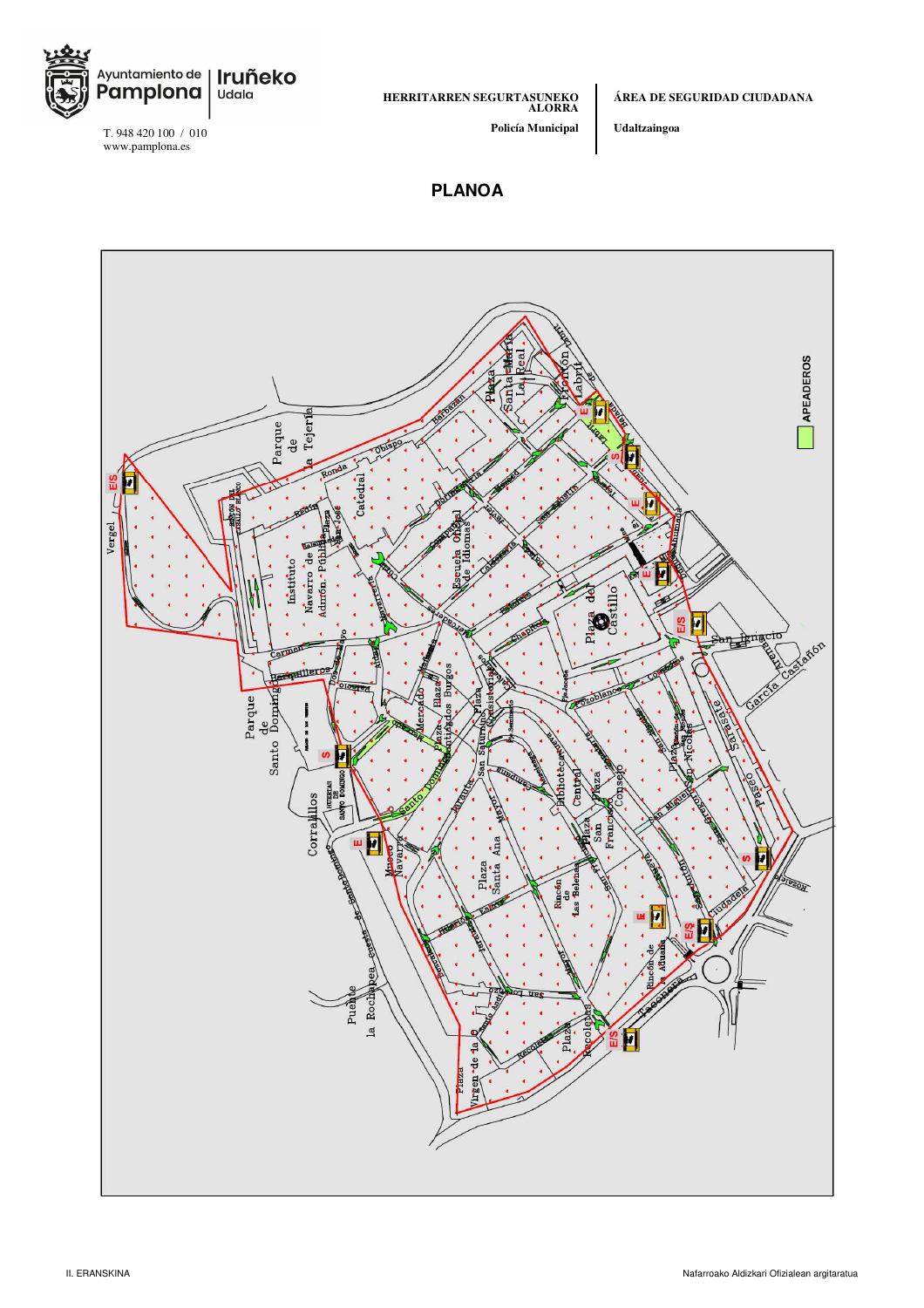Ayuntamiento de Pamplona | Iruñeko Udala

T. 948 420 100 / 010
www.pamplona.es

HERRITARREN SEGURTASUNEKO ALORRA
Policía Municipal

ÁREA DE SEGURIDAD CIUDADANA
Udaltzaingoa

# PLANOA

APEADEROS

II. ERANSKINA

Nafarroako Aldizkari Ofizialean argitaratua